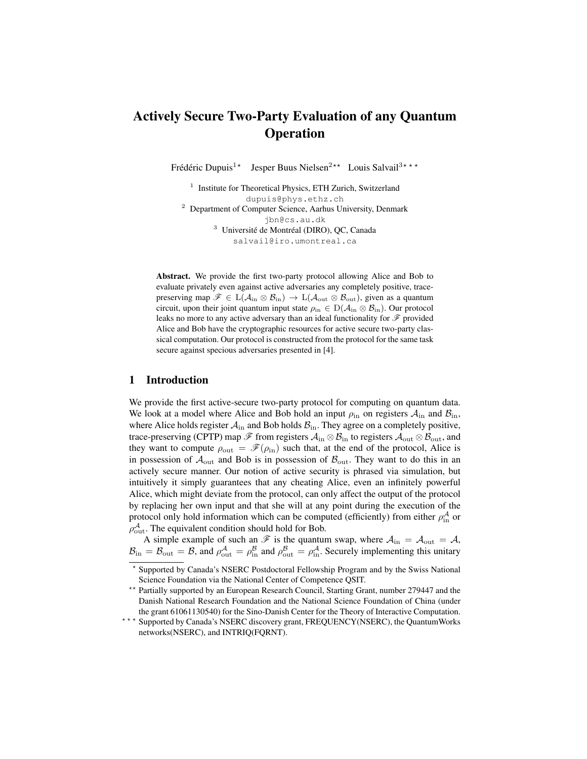# Actively Secure Two-Party Evaluation of any Quantum Operation

Frédéric Dupuis[1*] Jesper Buus Nielsen[2**] Louis Salvail[3***]

[1] Institute for Theoretical Physics, ETH Zurich, Switzerland
dupuis@phys.ethz.ch
[2] Department of Computer Science, Aarhus University, Denmark
jbn@cs.au.dk
[3] Université de Montréal (DIRO), QC, Canada
salvail@iro.umontreal.ca

**Abstract.** We provide the first two-party protocol allowing Alice and Bob to evaluate privately even against active adversaries any completely positive, trace-preserving map $\mathscr{F} \in \mathrm{L}(\mathcal{A}_{\mathrm{in}} \otimes \mathcal{B}_{\mathrm{in}}) \rightarrow \mathrm{L}(\mathcal{A}_{\mathrm{out}} \otimes \mathcal{B}_{\mathrm{out}})$, given as a quantum circuit, upon their joint quantum input state $\rho_{\mathrm{in}} \in \mathrm{D}(\mathcal{A}_{\mathrm{in}} \otimes \mathcal{B}_{\mathrm{in}})$. Our protocol leaks no more to any active adversary than an ideal functionality for $\mathscr{F}$ provided Alice and Bob have the cryptographic resources for active secure two-party classical computation. Our protocol is constructed from the protocol for the same task secure against specious adversaries presented in [4].

## 1 Introduction

We provide the first active-secure two-party protocol for computing on quantum data. We look at a model where Alice and Bob hold an input $\rho_{\mathrm{in}}$ on registers $\mathcal{A}_{\mathrm{in}}$ and $\mathcal{B}_{\mathrm{in}}$, where Alice holds register $\mathcal{A}_{\mathrm{in}}$ and Bob holds $\mathcal{B}_{\mathrm{in}}$. They agree on a completely positive, trace-preserving (CPTP) map $\mathscr{F}$ from registers $\mathcal{A}_{\mathrm{in}} \otimes \mathcal{B}_{\mathrm{in}}$ to registers $\mathcal{A}_{\mathrm{out}} \otimes \mathcal{B}_{\mathrm{out}}$, and they want to compute $\rho_{\mathrm{out}} = \mathscr{F}(\rho_{\mathrm{in}})$ such that, at the end of the protocol, Alice is in possession of $\mathcal{A}_{\mathrm{out}}$ and Bob is in possession of $\mathcal{B}_{\mathrm{out}}$. They want to do this in an actively secure manner. Our notion of active security is phrased via simulation, but intuitively it simply guarantees that any cheating Alice, even an infinitely powerful Alice, which might deviate from the protocol, can only affect the output of the protocol by replacing her own input and that she will at any point during the execution of the protocol only hold information which can be computed (efficiently) from either $\rho_{\mathrm{in}}^{\mathcal{A}}$ or $\rho_{\mathrm{out}}^{\mathcal{A}}$. The equivalent condition should hold for Bob.

A simple example of such an $\mathscr{F}$ is the quantum swap, where $\mathcal{A}_{\mathrm{in}} = \mathcal{A}_{\mathrm{out}} = \mathcal{A}$, $\mathcal{B}_{\mathrm{in}} = \mathcal{B}_{\mathrm{out}} = \mathcal{B}$, and $\rho_{\mathrm{out}}^{\mathcal{A}} = \rho_{\mathrm{in}}^{\mathcal{B}}$ and $\rho_{\mathrm{out}}^{\mathcal{B}} = \rho_{\mathrm{in}}^{\mathcal{A}}$. Securely implementing this unitary

---

* Supported by Canada's NSERC Postdoctoral Fellowship Program and by the Swiss National Science Foundation via the National Center of Competence QSIT.

** Partially supported by an European Research Council, Starting Grant, number 279447 and the Danish National Research Foundation and the National Science Foundation of China (under the grant 61061130540) for the Sino-Danish Center for the Theory of Interactive Computation.

*** Supported by Canada's NSERC discovery grant, FREQUENCY(NSERC), the QuantumWorks networks(NSERC), and INTRIQ(FQRNT).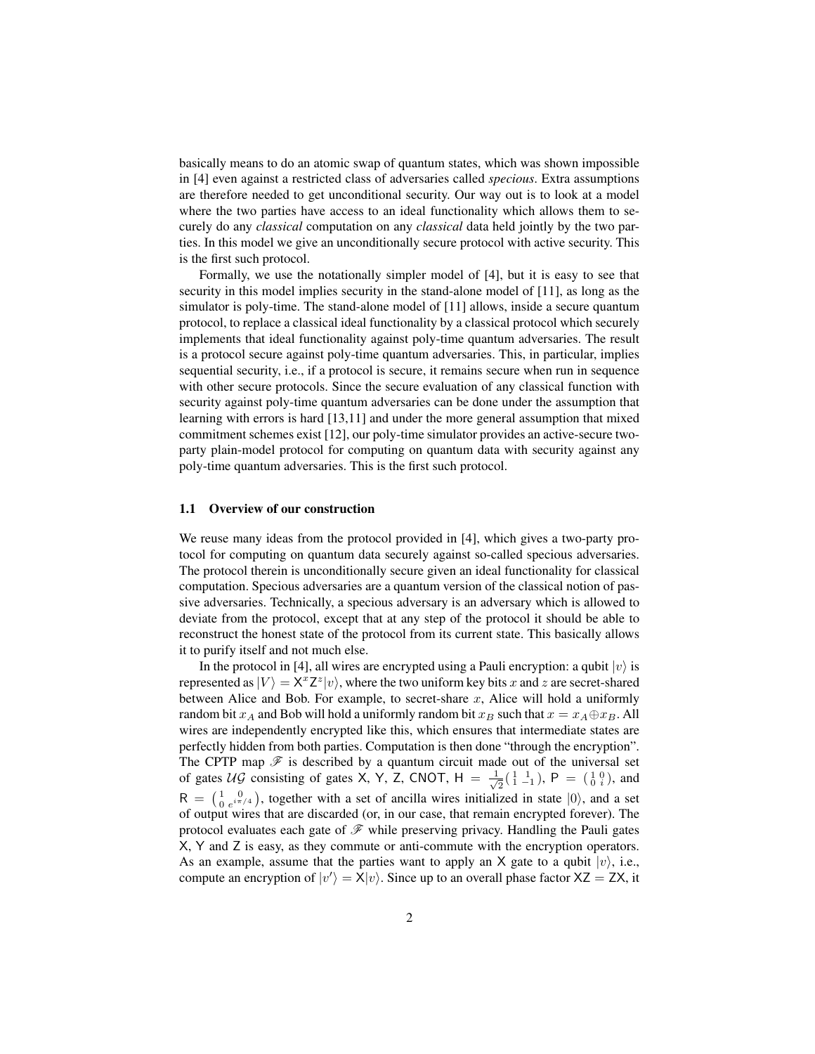basically means to do an atomic swap of quantum states, which was shown impossible in [4] even against a restricted class of adversaries called *specious*. Extra assumptions are therefore needed to get unconditional security. Our way out is to look at a model where the two parties have access to an ideal functionality which allows them to securely do any *classical* computation on any *classical* data held jointly by the two parties. In this model we give an unconditionally secure protocol with active security. This is the first such protocol.

Formally, we use the notationally simpler model of [4], but it is easy to see that security in this model implies security in the stand-alone model of [11], as long as the simulator is poly-time. The stand-alone model of [11] allows, inside a secure quantum protocol, to replace a classical ideal functionality by a classical protocol which securely implements that ideal functionality against poly-time quantum adversaries. The result is a protocol secure against poly-time quantum adversaries. This, in particular, implies sequential security, i.e., if a protocol is secure, it remains secure when run in sequence with other secure protocols. Since the secure evaluation of any classical function with security against poly-time quantum adversaries can be done under the assumption that learning with errors is hard [13,11] and under the more general assumption that mixed commitment schemes exist [12], our poly-time simulator provides an active-secure two-party plain-model protocol for computing on quantum data with security against any poly-time quantum adversaries. This is the first such protocol.

### 1.1 Overview of our construction

We reuse many ideas from the protocol provided in [4], which gives a two-party protocol for computing on quantum data securely against so-called specious adversaries. The protocol therein is unconditionally secure given an ideal functionality for classical computation. Specious adversaries are a quantum version of the classical notion of passive adversaries. Technically, a specious adversary is an adversary which is allowed to deviate from the protocol, except that at any step of the protocol it should be able to reconstruct the honest state of the protocol from its current state. This basically allows it to purify itself and not much else.

In the protocol in [4], all wires are encrypted using a Pauli encryption: a qubit $|v\rangle$ is represented as $|V\rangle = \mathsf{X}^x\mathsf{Z}^z|v\rangle$, where the two uniform key bits $x$ and $z$ are secret-shared between Alice and Bob. For example, to secret-share $x$, Alice will hold a uniformly random bit $x_A$ and Bob will hold a uniformly random bit $x_B$ such that $x = x_A \oplus x_B$. All wires are independently encrypted like this, which ensures that intermediate states are perfectly hidden from both parties. Computation is then done "through the encryption". The CPTP map $\mathscr{F}$ is described by a quantum circuit made out of the universal set of gates $\mathcal{UG}$ consisting of gates $\mathsf{X}$, $\mathsf{Y}$, $\mathsf{Z}$, $\mathsf{CNOT}$, $\mathsf{H} = \frac{1}{\sqrt{2}}\left(\begin{smallmatrix} 1 & 1 \\ 1 & -1 \end{smallmatrix}\right)$, $\mathsf{P} = \left(\begin{smallmatrix} 1 & 0 \\ 0 & i \end{smallmatrix}\right)$, and $\mathsf{R} = \left(\begin{smallmatrix} 1 & 0 \\ 0 & e^{i\pi/4} \end{smallmatrix}\right)$, together with a set of ancilla wires initialized in state $|0\rangle$, and a set of output wires that are discarded (or, in our case, that remain encrypted forever). The protocol evaluates each gate of $\mathscr{F}$ while preserving privacy. Handling the Pauli gates $\mathsf{X}$, $\mathsf{Y}$ and $\mathsf{Z}$ is easy, as they commute or anti-commute with the encryption operators. As an example, assume that the parties want to apply an $\mathsf{X}$ gate to a qubit $|v\rangle$, i.e., compute an encryption of $|v'\rangle = \mathsf{X}|v\rangle$. Since up to an overall phase factor $\mathsf{XZ} = \mathsf{ZX}$, it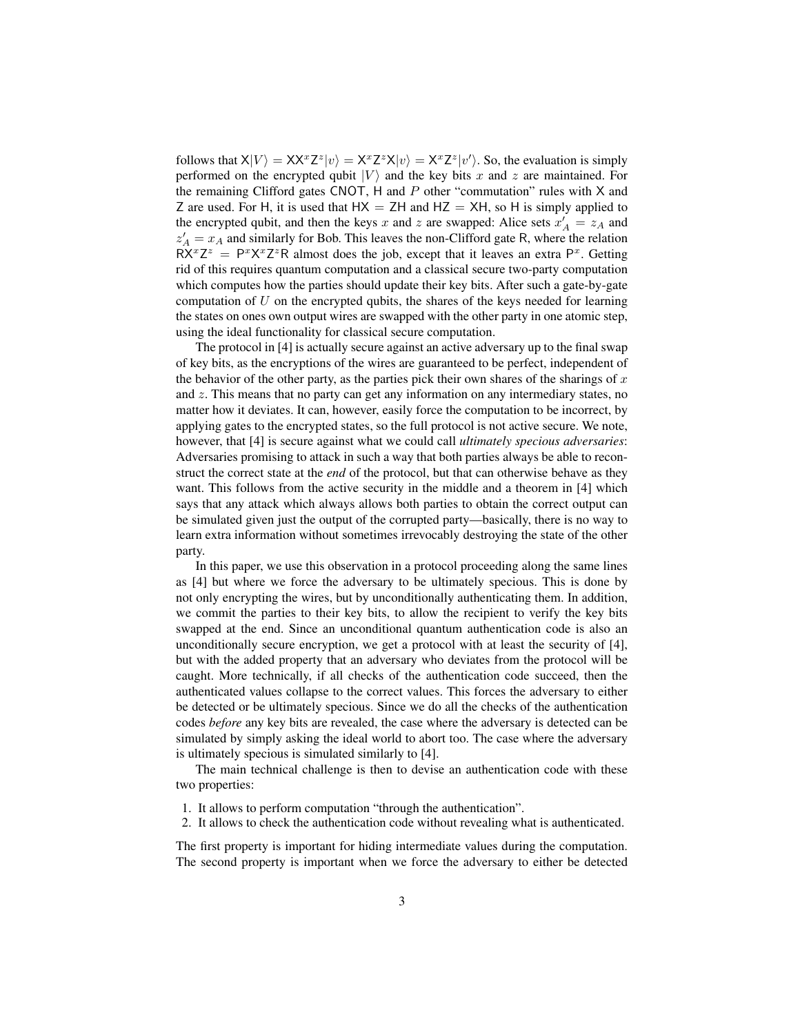follows that $\mathsf{X}|V\rangle = \mathsf{X}\mathsf{X}^x\mathsf{Z}^z|v\rangle = \mathsf{X}^x\mathsf{Z}^z\mathsf{X}|v\rangle = \mathsf{X}^x\mathsf{Z}^z|v'\rangle$. So, the evaluation is simply performed on the encrypted qubit $|V\rangle$ and the key bits $x$ and $z$ are maintained. For the remaining Clifford gates $\mathsf{CNOT}$, $\mathsf{H}$ and $P$ other "commutation" rules with $\mathsf{X}$ and $\mathsf{Z}$ are used. For $\mathsf{H}$, it is used that $\mathsf{HX} = \mathsf{ZH}$ and $\mathsf{HZ} = \mathsf{XH}$, so $\mathsf{H}$ is simply applied to the encrypted qubit, and then the keys $x$ and $z$ are swapped: Alice sets $x'_A = z_A$ and $z'_A = x_A$ and similarly for Bob. This leaves the non-Clifford gate $\mathsf{R}$, where the relation $\mathsf{R}\mathsf{X}^x\mathsf{Z}^z = \mathsf{P}^x\mathsf{X}^x\mathsf{Z}^z\mathsf{R}$ almost does the job, except that it leaves an extra $\mathsf{P}^x$. Getting rid of this requires quantum computation and a classical secure two-party computation which computes how the parties should update their key bits. After such a gate-by-gate computation of $U$ on the encrypted qubits, the shares of the keys needed for learning the states on ones own output wires are swapped with the other party in one atomic step, using the ideal functionality for classical secure computation.

The protocol in [4] is actually secure against an active adversary up to the final swap of key bits, as the encryptions of the wires are guaranteed to be perfect, independent of the behavior of the other party, as the parties pick their own shares of the sharings of $x$ and $z$. This means that no party can get any information on any intermediary states, no matter how it deviates. It can, however, easily force the computation to be incorrect, by applying gates to the encrypted states, so the full protocol is not active secure. We note, however, that [4] is secure against what we could call *ultimately specious adversaries*: Adversaries promising to attack in such a way that both parties always be able to reconstruct the correct state at the *end* of the protocol, but that can otherwise behave as they want. This follows from the active security in the middle and a theorem in [4] which says that any attack which always allows both parties to obtain the correct output can be simulated given just the output of the corrupted party—basically, there is no way to learn extra information without sometimes irrevocably destroying the state of the other party.

In this paper, we use this observation in a protocol proceeding along the same lines as [4] but where we force the adversary to be ultimately specious. This is done by not only encrypting the wires, but by unconditionally authenticating them. In addition, we commit the parties to their key bits, to allow the recipient to verify the key bits swapped at the end. Since an unconditional quantum authentication code is also an unconditionally secure encryption, we get a protocol with at least the security of [4], but with the added property that an adversary who deviates from the protocol will be caught. More technically, if all checks of the authentication code succeed, then the authenticated values collapse to the correct values. This forces the adversary to either be detected or be ultimately specious. Since we do all the checks of the authentication codes *before* any key bits are revealed, the case where the adversary is detected can be simulated by simply asking the ideal world to abort too. The case where the adversary is ultimately specious is simulated similarly to [4].

The main technical challenge is then to devise an authentication code with these two properties:

1. It allows to perform computation "through the authentication".
2. It allows to check the authentication code without revealing what is authenticated.

The first property is important for hiding intermediate values during the computation. The second property is important when we force the adversary to either be detected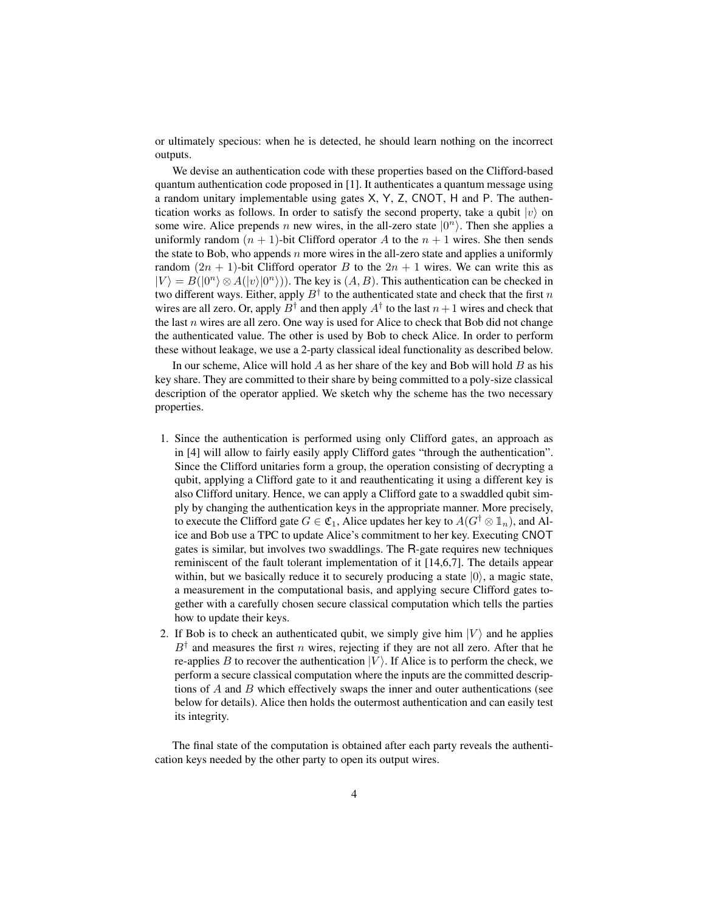or ultimately specious: when he is detected, he should learn nothing on the incorrect outputs.

We devise an authentication code with these properties based on the Clifford-based quantum authentication code proposed in [1]. It authenticates a quantum message using a random unitary implementable using gates X, Y, Z, CNOT, H and P. The authentication works as follows. In order to satisfy the second property, take a qubit $|v\rangle$ on some wire. Alice prepends $n$ new wires, in the all-zero state $|0^n\rangle$. Then she applies a uniformly random $(n+1)$-bit Clifford operator $A$ to the $n+1$ wires. She then sends the state to Bob, who appends $n$ more wires in the all-zero state and applies a uniformly random $(2n+1)$-bit Clifford operator $B$ to the $2n+1$ wires. We can write this as $|V\rangle = B(|0^n\rangle \otimes A(|v\rangle|0^n\rangle))$. The key is $(A, B)$. This authentication can be checked in two different ways. Either, apply $B^\dagger$ to the authenticated state and check that the first $n$ wires are all zero. Or, apply $B^\dagger$ and then apply $A^\dagger$ to the last $n+1$ wires and check that the last $n$ wires are all zero. One way is used for Alice to check that Bob did not change the authenticated value. The other is used by Bob to check Alice. In order to perform these without leakage, we use a 2-party classical ideal functionality as described below.

In our scheme, Alice will hold $A$ as her share of the key and Bob will hold $B$ as his key share. They are committed to their share by being committed to a poly-size classical description of the operator applied. We sketch why the scheme has the two necessary properties.

1. Since the authentication is performed using only Clifford gates, an approach as in [4] will allow to fairly easily apply Clifford gates "through the authentication". Since the Clifford unitaries form a group, the operation consisting of decrypting a qubit, applying a Clifford gate to it and reauthenticating it using a different key is also Clifford unitary. Hence, we can apply a Clifford gate to a swaddled qubit simply by changing the authentication keys in the appropriate manner. More precisely, to execute the Clifford gate $G \in \mathfrak{C}_1$, Alice updates her key to $A(G^\dagger \otimes \mathbb{1}_n)$, and Alice and Bob use a TPC to update Alice's commitment to her key. Executing CNOT gates is similar, but involves two swaddlings. The R-gate requires new techniques reminiscent of the fault tolerant implementation of it [14,6,7]. The details appear within, but we basically reduce it to securely producing a state $|0\rangle$, a magic state, a measurement in the computational basis, and applying secure Clifford gates together with a carefully chosen secure classical computation which tells the parties how to update their keys.
2. If Bob is to check an authenticated qubit, we simply give him $|V\rangle$ and he applies $B^\dagger$ and measures the first $n$ wires, rejecting if they are not all zero. After that he re-applies $B$ to recover the authentication $|V\rangle$. If Alice is to perform the check, we perform a secure classical computation where the inputs are the committed descriptions of $A$ and $B$ which effectively swaps the inner and outer authentications (see below for details). Alice then holds the outermost authentication and can easily test its integrity.

The final state of the computation is obtained after each party reveals the authentication keys needed by the other party to open its output wires.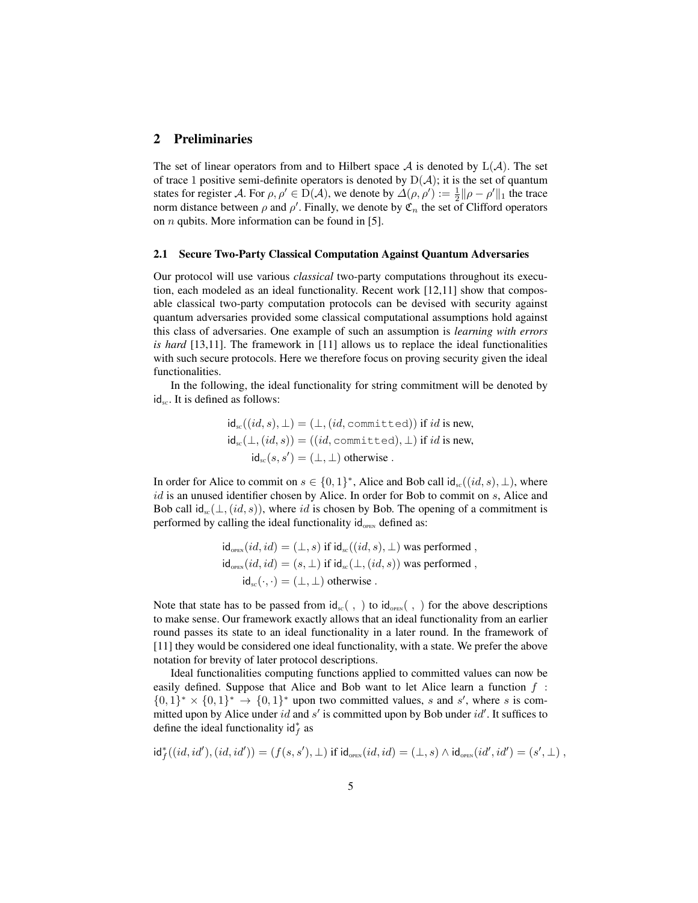## 2 Preliminaries

The set of linear operators from and to Hilbert space $\mathcal{A}$ is denoted by $\mathrm{L}(\mathcal{A})$. The set of trace 1 positive semi-definite operators is denoted by $\mathrm{D}(\mathcal{A})$; it is the set of quantum states for register $\mathcal{A}$. For $\rho, \rho' \in \mathrm{D}(\mathcal{A})$, we denote by $\Delta(\rho, \rho') := \frac{1}{2}\|\rho - \rho'\|_1$ the trace norm distance between $\rho$ and $\rho'$. Finally, we denote by $\mathfrak{C}_n$ the set of Clifford operators on $n$ qubits. More information can be found in [5].

### 2.1 Secure Two-Party Classical Computation Against Quantum Adversaries

Our protocol will use various *classical* two-party computations throughout its execution, each modeled as an ideal functionality. Recent work [12,11] show that composable classical two-party computation protocols can be devised with security against quantum adversaries provided some classical computational assumptions hold against this class of adversaries. One example of such an assumption is *learning with errors is hard* [13,11]. The framework in [11] allows us to replace the ideal functionalities with such secure protocols. Here we therefore focus on proving security given the ideal functionalities.

In the following, the ideal functionality for string commitment will be denoted by $\mathsf{id}_{\text{sc}}$. It is defined as follows:

$$
\begin{aligned}
\mathsf{id}_{\text{sc}}((id, s), \perp) &= (\perp, (id, \texttt{committed})) \text{ if } id \text{ is new,}\\
\mathsf{id}_{\text{sc}}(\perp, (id, s)) &= ((id, \texttt{committed}), \perp) \text{ if } id \text{ is new,}\\
\mathsf{id}_{\text{sc}}(s, s') &= (\perp, \perp) \text{ otherwise .}
\end{aligned}
$$

In order for Alice to commit on $s \in \{0,1\}^*$, Alice and Bob call $\mathsf{id}_{\text{sc}}((id, s), \perp)$, where $id$ is an unused identifier chosen by Alice. In order for Bob to commit on $s$, Alice and Bob call $\mathsf{id}_{\text{sc}}(\perp, (id, s))$, where $id$ is chosen by Bob. The opening of a commitment is performed by calling the ideal functionality $\mathsf{id}_{\text{OPEN}}$ defined as:

$$
\begin{aligned}
\mathsf{id}_{\text{OPEN}}(id, id) &= (\perp, s) \text{ if } \mathsf{id}_{\text{sc}}((id, s), \perp) \text{ was performed ,}\\
\mathsf{id}_{\text{OPEN}}(id, id) &= (s, \perp) \text{ if } \mathsf{id}_{\text{sc}}(\perp, (id, s)) \text{ was performed ,}\\
\mathsf{id}_{\text{sc}}(\cdot, \cdot) &= (\perp, \perp) \text{ otherwise .}
\end{aligned}
$$

Note that state has to be passed from $\mathsf{id}_{\text{sc}}(\ ,\ )$ to $\mathsf{id}_{\text{OPEN}}(\ ,\ )$ for the above descriptions to make sense. Our framework exactly allows that an ideal functionality from an earlier round passes its state to an ideal functionality in a later round. In the framework of [11] they would be considered one ideal functionality, with a state. We prefer the above notation for brevity of later protocol descriptions.

Ideal functionalities computing functions applied to committed values can now be easily defined. Suppose that Alice and Bob want to let Alice learn a function $f : \{0,1\}^* \times \{0,1\}^* \to \{0,1\}^*$ upon two committed values, $s$ and $s'$, where $s$ is committed upon by Alice under $id$ and $s'$ is committed upon by Bob under $id'$. It suffices to define the ideal functionality $\mathsf{id}_f^*$ as

$$
\mathsf{id}_f^*((id, id'), (id, id')) = (f(s, s'), \perp) \text{ if } \mathsf{id}_{\text{OPEN}}(id, id) = (\perp, s) \wedge \mathsf{id}_{\text{OPEN}}(id', id') = (s', \perp) \ ,
$$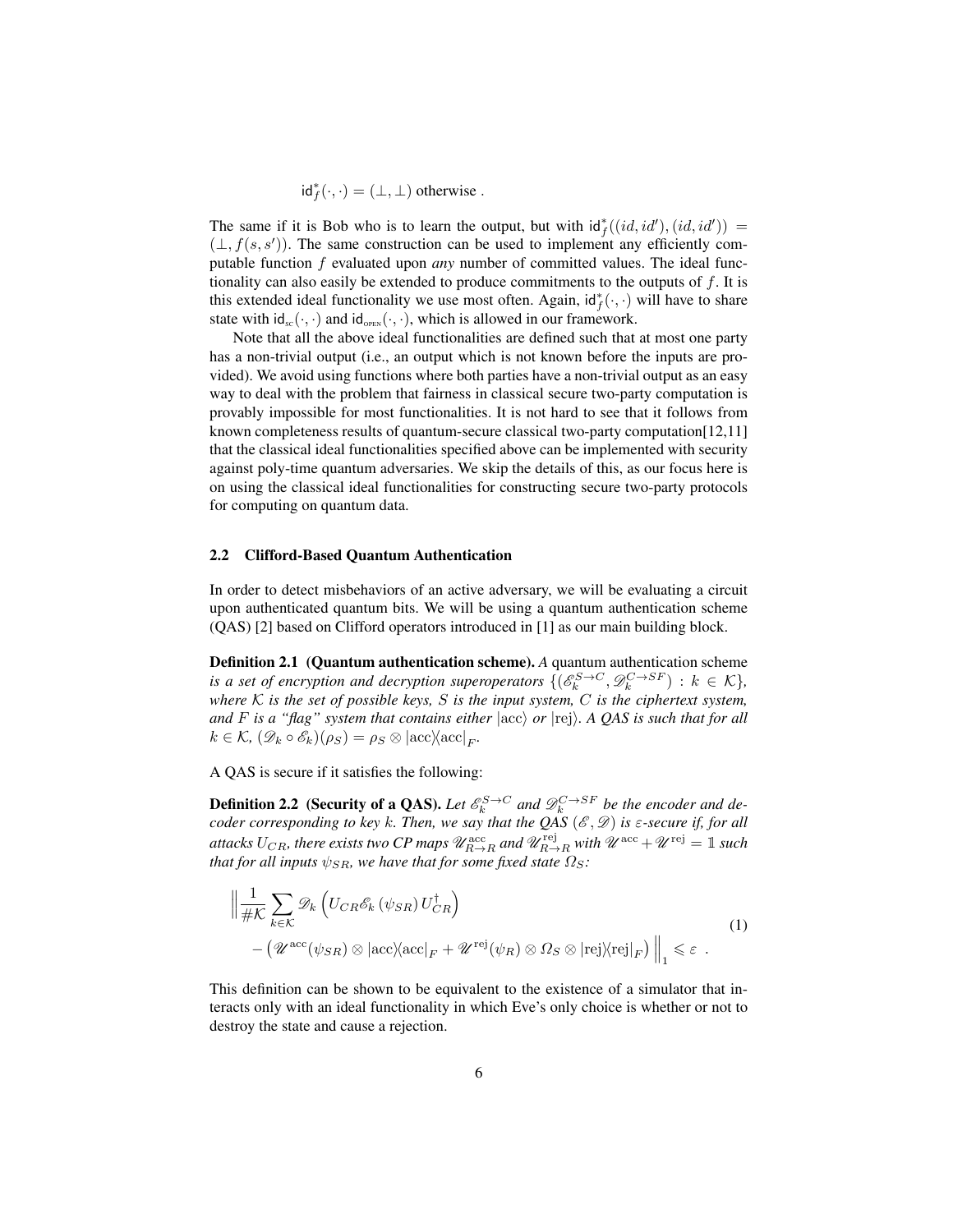$\mathsf{id}^*_f(\cdot,\cdot) = (\bot,\bot)$ otherwise .

The same if it is Bob who is to learn the output, but with $\mathsf{id}^*_f((id, id'), (id, id')) = (\bot, f(s, s'))$. The same construction can be used to implement any efficiently computable function $f$ evaluated upon *any* number of committed values. The ideal functionality can also easily be extended to produce commitments to the outputs of $f$. It is this extended ideal functionality we use most often. Again, $\mathsf{id}^*_f(\cdot,\cdot)$ will have to share state with $\mathsf{id}_{\text{SC}}(\cdot,\cdot)$ and $\mathsf{id}_{\text{OPEN}}(\cdot,\cdot)$, which is allowed in our framework.

Note that all the above ideal functionalities are defined such that at most one party has a non-trivial output (i.e., an output which is not known before the inputs are provided). We avoid using functions where both parties have a non-trivial output as an easy way to deal with the problem that fairness in classical secure two-party computation is provably impossible for most functionalities. It is not hard to see that it follows from known completeness results of quantum-secure classical two-party computation[12,11] that the classical ideal functionalities specified above can be implemented with security against poly-time quantum adversaries. We skip the details of this, as our focus here is on using the classical ideal functionalities for constructing secure two-party protocols for computing on quantum data.

### 2.2 Clifford-Based Quantum Authentication

In order to detect misbehaviors of an active adversary, we will be evaluating a circuit upon authenticated quantum bits. We will be using a quantum authentication scheme (QAS) [2] based on Clifford operators introduced in [1] as our main building block.

**Definition 2.1 (Quantum authentication scheme).** *A* quantum authentication scheme *is a set of encryption and decryption superoperators $\{(\mathscr{E}_k^{S\to C}, \mathscr{D}_k^{C\to SF}) : k \in \mathcal{K}\}$, where $\mathcal{K}$ is the set of possible keys, $S$ is the input system, $C$ is the ciphertext system, and $F$ is a "flag" system that contains either $|\text{acc}\rangle$ or $|\text{rej}\rangle$. A QAS is such that for all $k \in \mathcal{K}$, $(\mathscr{D}_k \circ \mathscr{E}_k)(\rho_S) = \rho_S \otimes |\text{acc}\rangle\langle\text{acc}|_F$.*

A QAS is secure if it satisfies the following:

**Definition 2.2 (Security of a QAS).** *Let $\mathscr{E}_k^{S\to C}$ and $\mathscr{D}_k^{C\to SF}$ be the encoder and decoder corresponding to key $k$. Then, we say that the QAS $(\mathscr{E},\mathscr{D})$ is $\varepsilon$-secure if, for all attacks $U_{CR}$, there exists two CP maps $\mathscr{U}^{\text{acc}}_{R\to R}$ and $\mathscr{U}^{\text{rej}}_{R\to R}$ with $\mathscr{U}^{\text{acc}} + \mathscr{U}^{\text{rej}} = \mathbb{1}$ such that for all inputs $\psi_{SR}$, we have that for some fixed state $\Omega_S$:*

$$
\begin{aligned}
\Bigg\| \frac{1}{\#\mathcal{K}} \sum_{k\in\mathcal{K}} &\mathscr{D}_k\left(U_{CR}\mathscr{E}_k\left(\psi_{SR}\right)U_{CR}^\dagger\right) \\
&- \left(\mathscr{U}^{\text{acc}}(\psi_{SR}) \otimes |\text{acc}\rangle\langle\text{acc}|_F + \mathscr{U}^{\text{rej}}(\psi_R) \otimes \Omega_S \otimes |\text{rej}\rangle\langle\text{rej}|_F\right)\Bigg\|_1 \leqslant \varepsilon \ .
\end{aligned}
\tag{1}
$$

This definition can be shown to be equivalent to the existence of a simulator that interacts only with an ideal functionality in which Eve's only choice is whether or not to destroy the state and cause a rejection.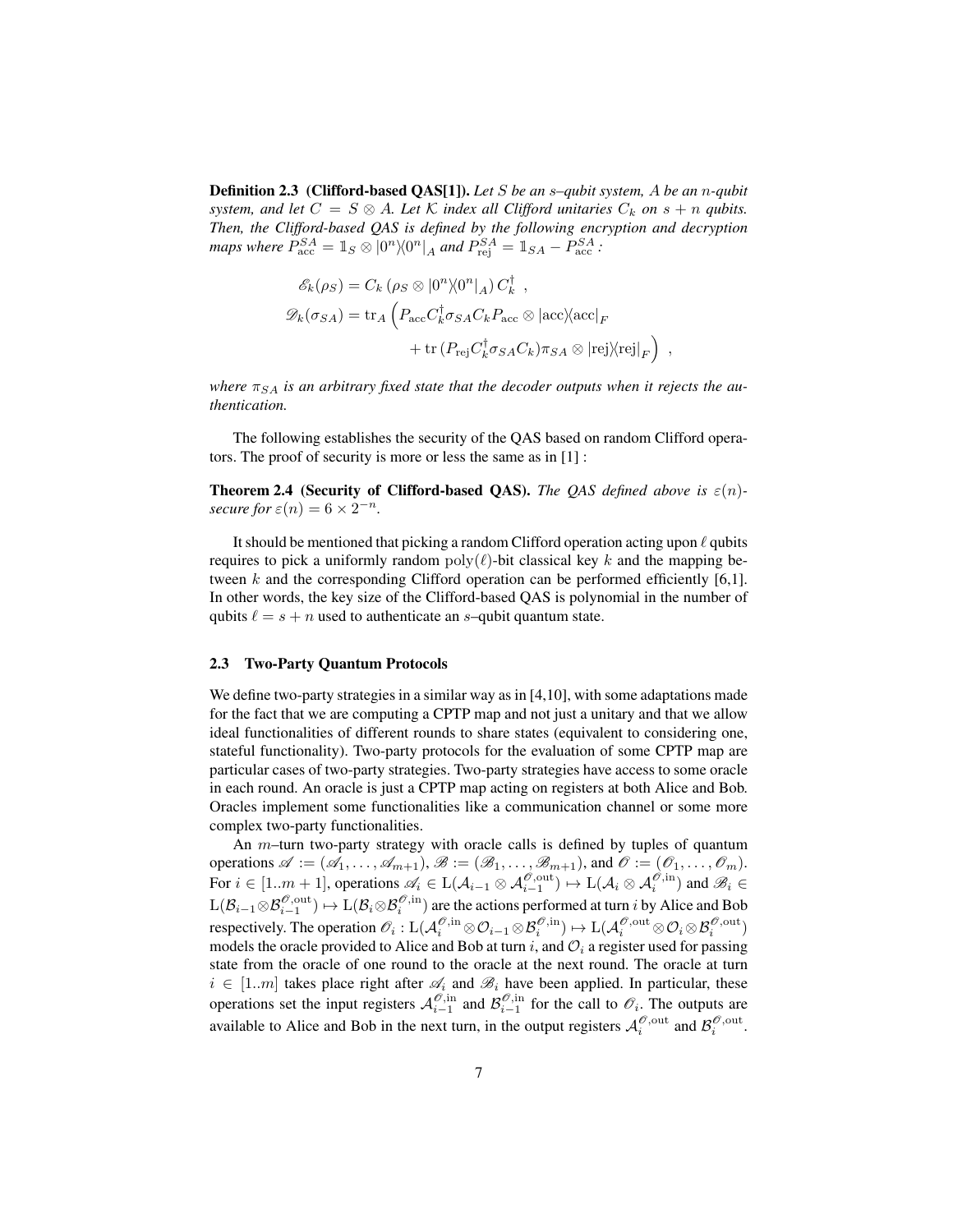**Definition 2.3 (Clifford-based QAS[1]).** *Let $S$ be an $s$–qubit system, $A$ be an $n$-qubit system, and let $C = S \otimes A$. Let $\mathcal{K}$ index all Clifford unitaries $C_k$ on $s+n$ qubits. Then, the Clifford-based QAS is defined by the following encryption and decryption maps where $P^{SA}_{\text{acc}} = \mathbb{1}_S \otimes |0^n\rangle\langle 0^n|_A$ and $P^{SA}_{\text{rej}} = \mathbb{1}_{SA} - P^{SA}_{\text{acc}}$ :*

$$
\begin{aligned}
\mathscr{E}_k(\rho_S) &= C_k \left(\rho_S \otimes |0^n\rangle\langle 0^n|_A\right) C_k^\dagger \ , \\
\mathscr{D}_k(\sigma_{SA}) &= \operatorname{tr}_A \Big( P_{\text{acc}} C_k^\dagger \sigma_{SA} C_k P_{\text{acc}} \otimes |\text{acc}\rangle\langle\text{acc}|_F \\
&\qquad + \operatorname{tr}\left(P_{\text{rej}} C_k^\dagger \sigma_{SA} C_k\right) \pi_{SA} \otimes |\text{rej}\rangle\langle\text{rej}|_F \Big) \ ,
\end{aligned}
$$

*where $\pi_{SA}$ is an arbitrary fixed state that the decoder outputs when it rejects the authentication.*

The following establishes the security of the QAS based on random Clifford operators. The proof of security is more or less the same as in [1] :

**Theorem 2.4 (Security of Clifford-based QAS).** *The QAS defined above is $\varepsilon(n)$-secure for $\varepsilon(n) = 6 \times 2^{-n}$.*

It should be mentioned that picking a random Clifford operation acting upon $\ell$ qubits requires to pick a uniformly random $\text{poly}(\ell)$-bit classical key $k$ and the mapping between $k$ and the corresponding Clifford operation can be performed efficiently [6,1]. In other words, the key size of the Clifford-based QAS is polynomial in the number of qubits $\ell = s + n$ used to authenticate an $s$–qubit quantum state.

### 2.3 Two-Party Quantum Protocols

We define two-party strategies in a similar way as in [4,10], with some adaptations made for the fact that we are computing a CPTP map and not just a unitary and that we allow ideal functionalities of different rounds to share states (equivalent to considering one, stateful functionality). Two-party protocols for the evaluation of some CPTP map are particular cases of two-party strategies. Two-party strategies have access to some oracle in each round. An oracle is just a CPTP map acting on registers at both Alice and Bob. Oracles implement some functionalities like a communication channel or some more complex two-party functionalities.

An $m$–turn two-party strategy with oracle calls is defined by tuples of quantum operations $\mathscr{A} := (\mathscr{A}_1, \ldots, \mathscr{A}_{m+1})$, $\mathscr{B} := (\mathscr{B}_1, \ldots, \mathscr{B}_{m+1})$, and $\mathscr{O} := (\mathscr{O}_1, \ldots, \mathscr{O}_m)$. For $i \in [1..m+1]$, operations $\mathscr{A}_i \in \mathrm{L}(\mathcal{A}_{i-1} \otimes \mathcal{A}^{\mathscr{O},\text{out}}_{i-1}) \mapsto \mathrm{L}(\mathcal{A}_i \otimes \mathcal{A}^{\mathscr{O},\text{in}}_i)$ and $\mathscr{B}_i \in \mathrm{L}(\mathcal{B}_{i-1} \otimes \mathcal{B}^{\mathscr{O},\text{out}}_{i-1}) \mapsto \mathrm{L}(\mathcal{B}_i \otimes \mathcal{B}^{\mathscr{O},\text{in}}_i)$ are the actions performed at turn $i$ by Alice and Bob respectively. The operation $\mathscr{O}_i : \mathrm{L}(\mathcal{A}^{\mathscr{O},\text{in}}_i \otimes \mathcal{O}_{i-1} \otimes \mathcal{B}^{\mathscr{O},\text{in}}_i) \mapsto \mathrm{L}(\mathcal{A}^{\mathscr{O},\text{out}}_i \otimes \mathcal{O}_i \otimes \mathcal{B}^{\mathscr{O},\text{out}}_i)$ models the oracle provided to Alice and Bob at turn $i$, and $\mathcal{O}_i$ a register used for passing state from the oracle of one round to the oracle at the next round. The oracle at turn $i \in [1..m]$ takes place right after $\mathscr{A}_i$ and $\mathscr{B}_i$ have been applied. In particular, these operations set the input registers $\mathcal{A}^{\mathscr{O},\text{in}}_{i-1}$ and $\mathcal{B}^{\mathscr{O},\text{in}}_{i-1}$ for the call to $\mathscr{O}_i$. The outputs are available to Alice and Bob in the next turn, in the output registers $\mathcal{A}^{\mathscr{O},\text{out}}_i$ and $\mathcal{B}^{\mathscr{O},\text{out}}_i$.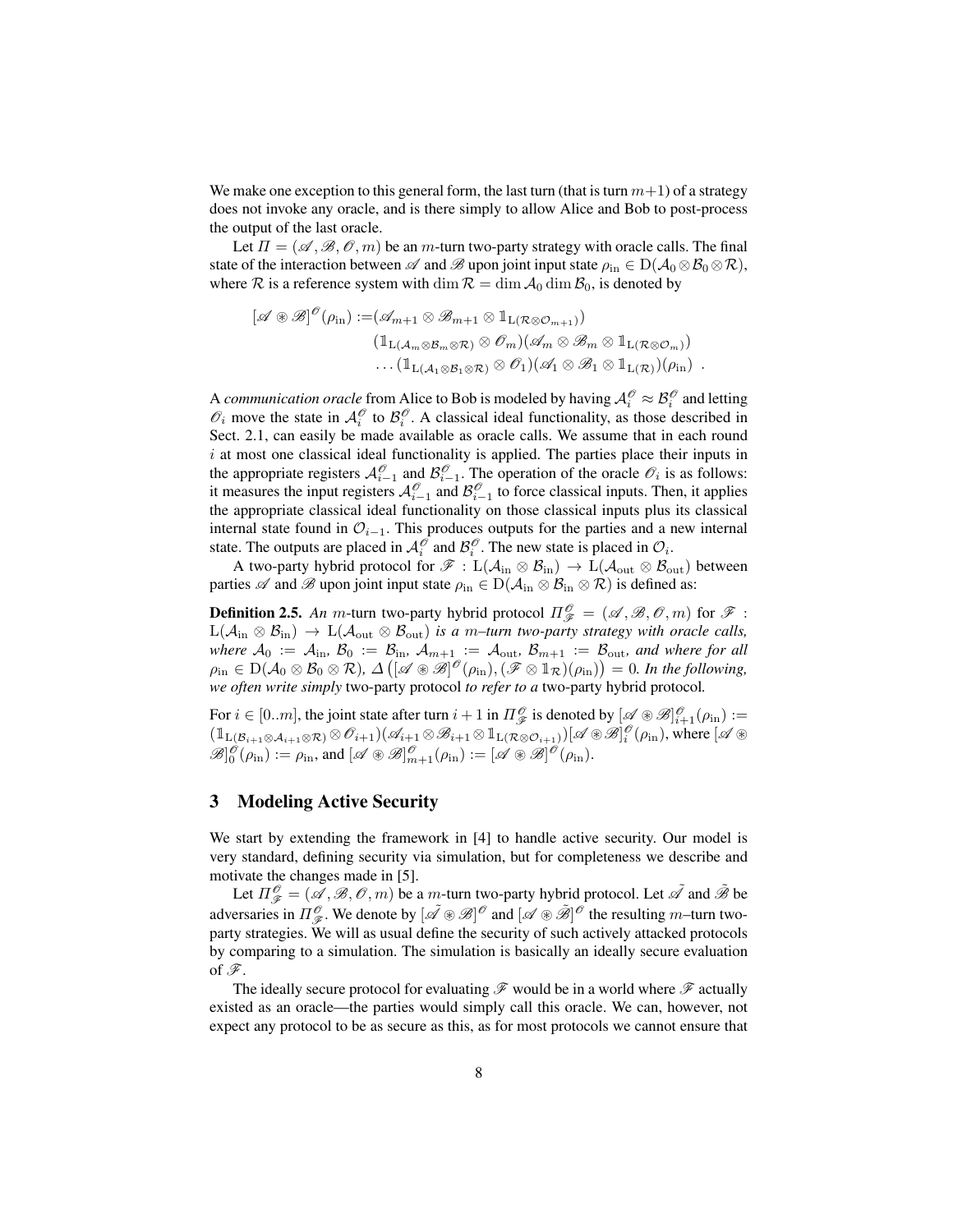We make one exception to this general form, the last turn (that is turn $m+1$) of a strategy does not invoke any oracle, and is there simply to allow Alice and Bob to post-process the output of the last oracle.

Let $\Pi = (\mathscr{A}, \mathscr{B}, \mathscr{O}, m)$ be an $m$-turn two-party strategy with oracle calls. The final state of the interaction between $\mathscr{A}$ and $\mathscr{B}$ upon joint input state $\rho_{\rm in} \in \mathrm{D}(\mathcal{A}_0 \otimes \mathcal{B}_0 \otimes \mathcal{R})$, where $\mathcal{R}$ is a reference system with $\dim \mathcal{R} = \dim \mathcal{A}_0 \dim \mathcal{B}_0$, is denoted by

$$
\begin{aligned}
[\mathscr{A} \circledast \mathscr{B}]^{\mathscr{O}}(\rho_{\rm in}) :=& (\mathscr{A}_{m+1} \otimes \mathscr{B}_{m+1} \otimes \mathbb{1}_{\mathrm{L}(\mathcal{R} \otimes \mathcal{O}_{m+1})}) \\
& (\mathbb{1}_{\mathrm{L}(\mathcal{A}_m \otimes \mathcal{B}_m \otimes \mathcal{R})} \otimes \mathscr{O}_m)(\mathscr{A}_m \otimes \mathscr{B}_m \otimes \mathbb{1}_{\mathrm{L}(\mathcal{R} \otimes \mathcal{O}_m)}) \\
& \ldots (\mathbb{1}_{\mathrm{L}(\mathcal{A}_1 \otimes \mathcal{B}_1 \otimes \mathcal{R})} \otimes \mathscr{O}_1)(\mathscr{A}_1 \otimes \mathscr{B}_1 \otimes \mathbb{1}_{\mathrm{L}(\mathcal{R})})(\rho_{\rm in}) \ .
\end{aligned}
$$

A *communication oracle* from Alice to Bob is modeled by having $\mathcal{A}_i^{\mathscr{O}} \approx \mathcal{B}_i^{\mathscr{O}}$ and letting $\mathscr{O}_i$ move the state in $\mathcal{A}_i^{\mathscr{O}}$ to $\mathcal{B}_i^{\mathscr{O}}$. A classical ideal functionality, as those described in Sect. 2.1, can easily be made available as oracle calls. We assume that in each round $i$ at most one classical ideal functionality is applied. The parties place their inputs in the appropriate registers $\mathcal{A}_{i-1}^{\mathscr{O}}$ and $\mathcal{B}_{i-1}^{\mathscr{O}}$. The operation of the oracle $\mathscr{O}_i$ is as follows: it measures the input registers $\mathcal{A}_{i-1}^{\mathscr{O}}$ and $\mathcal{B}_{i-1}^{\mathscr{O}}$ to force classical inputs. Then, it applies the appropriate classical ideal functionality on those classical inputs plus its classical internal state found in $\mathcal{O}_{i-1}$. This produces outputs for the parties and a new internal state. The outputs are placed in $\mathcal{A}_i^{\mathscr{O}}$ and $\mathcal{B}_i^{\mathscr{O}}$. The new state is placed in $\mathcal{O}_i$.

A two-party hybrid protocol for $\mathscr{F} : \mathrm{L}(\mathcal{A}_{\rm in} \otimes \mathcal{B}_{\rm in}) \to \mathrm{L}(\mathcal{A}_{\rm out} \otimes \mathcal{B}_{\rm out})$ between parties $\mathscr{A}$ and $\mathscr{B}$ upon joint input state $\rho_{\rm in} \in \mathrm{D}(\mathcal{A}_{\rm in} \otimes \mathcal{B}_{\rm in} \otimes \mathcal{R})$ is defined as:

**Definition 2.5.** *An $m$-turn two-party hybrid protocol $\Pi_{\mathscr{F}}^{\mathscr{O}} = (\mathscr{A}, \mathscr{B}, \mathscr{O}, m)$ for $\mathscr{F} : \mathrm{L}(\mathcal{A}_{\rm in} \otimes \mathcal{B}_{\rm in}) \to \mathrm{L}(\mathcal{A}_{\rm out} \otimes \mathcal{B}_{\rm out})$ is a $m$–turn two-party strategy with oracle calls, where $\mathcal{A}_0 := \mathcal{A}_{\rm in}$, $\mathcal{B}_0 := \mathcal{B}_{\rm in}$, $\mathcal{A}_{m+1} := \mathcal{A}_{\rm out}$, $\mathcal{B}_{m+1} := \mathcal{B}_{\rm out}$, and where for all $\rho_{\rm in} \in \mathrm{D}(\mathcal{A}_0 \otimes \mathcal{B}_0 \otimes \mathcal{R})$, $\Delta\left([\mathscr{A} \circledast \mathscr{B}]^{\mathscr{O}}(\rho_{\rm in}), (\mathscr{F} \otimes \mathbb{1}_{\mathcal{R}})(\rho_{\rm in})\right) = 0$. In the following, we often write simply* two-party protocol *to refer to a* two-party hybrid protocol*.*

For $i \in [0..m]$, the joint state after turn $i+1$ in $\Pi_{\mathscr{F}}^{\mathscr{O}}$ is denoted by $[\mathscr{A} \circledast \mathscr{B}]_{i+1}^{\mathscr{O}}(\rho_{\rm in}) := (\mathbb{1}_{\mathrm{L}(\mathcal{B}_{i+1} \otimes \mathcal{A}_{i+1} \otimes \mathcal{R})} \otimes \mathscr{O}_{i+1})(\mathscr{A}_{i+1} \otimes \mathscr{B}_{i+1} \otimes \mathbb{1}_{\mathrm{L}(\mathcal{R} \otimes \mathcal{O}_{i+1})})[\mathscr{A} \circledast \mathscr{B}]_i^{\mathscr{O}}(\rho_{\rm in})$, where $[\mathscr{A} \circledast \mathscr{B}]_0^{\mathscr{O}}(\rho_{\rm in}) := \rho_{\rm in}$, and $[\mathscr{A} \circledast \mathscr{B}]_{m+1}^{\mathscr{O}}(\rho_{\rm in}) := [\mathscr{A} \circledast \mathscr{B}]^{\mathscr{O}}(\rho_{\rm in})$.

## 3 Modeling Active Security

We start by extending the framework in [4] to handle active security. Our model is very standard, defining security via simulation, but for completeness we describe and motivate the changes made in [5].

Let $\Pi_{\mathscr{F}}^{\mathscr{O}} = (\mathscr{A}, \mathscr{B}, \mathscr{O}, m)$ be a $m$-turn two-party hybrid protocol. Let $\tilde{\mathscr{A}}$ and $\tilde{\mathscr{B}}$ be adversaries in $\Pi_{\mathscr{F}}^{\mathscr{O}}$. We denote by $[\tilde{\mathscr{A}} \circledast \mathscr{B}]^{\mathscr{O}}$ and $[\mathscr{A} \circledast \tilde{\mathscr{B}}]^{\mathscr{O}}$ the resulting $m$–turn two-party strategies. We will as usual define the security of such actively attacked protocols by comparing to a simulation. The simulation is basically an ideally secure evaluation of $\mathscr{F}$.

The ideally secure protocol for evaluating $\mathscr{F}$ would be in a world where $\mathscr{F}$ actually existed as an oracle—the parties would simply call this oracle. We can, however, not expect any protocol to be as secure as this, as for most protocols we cannot ensure that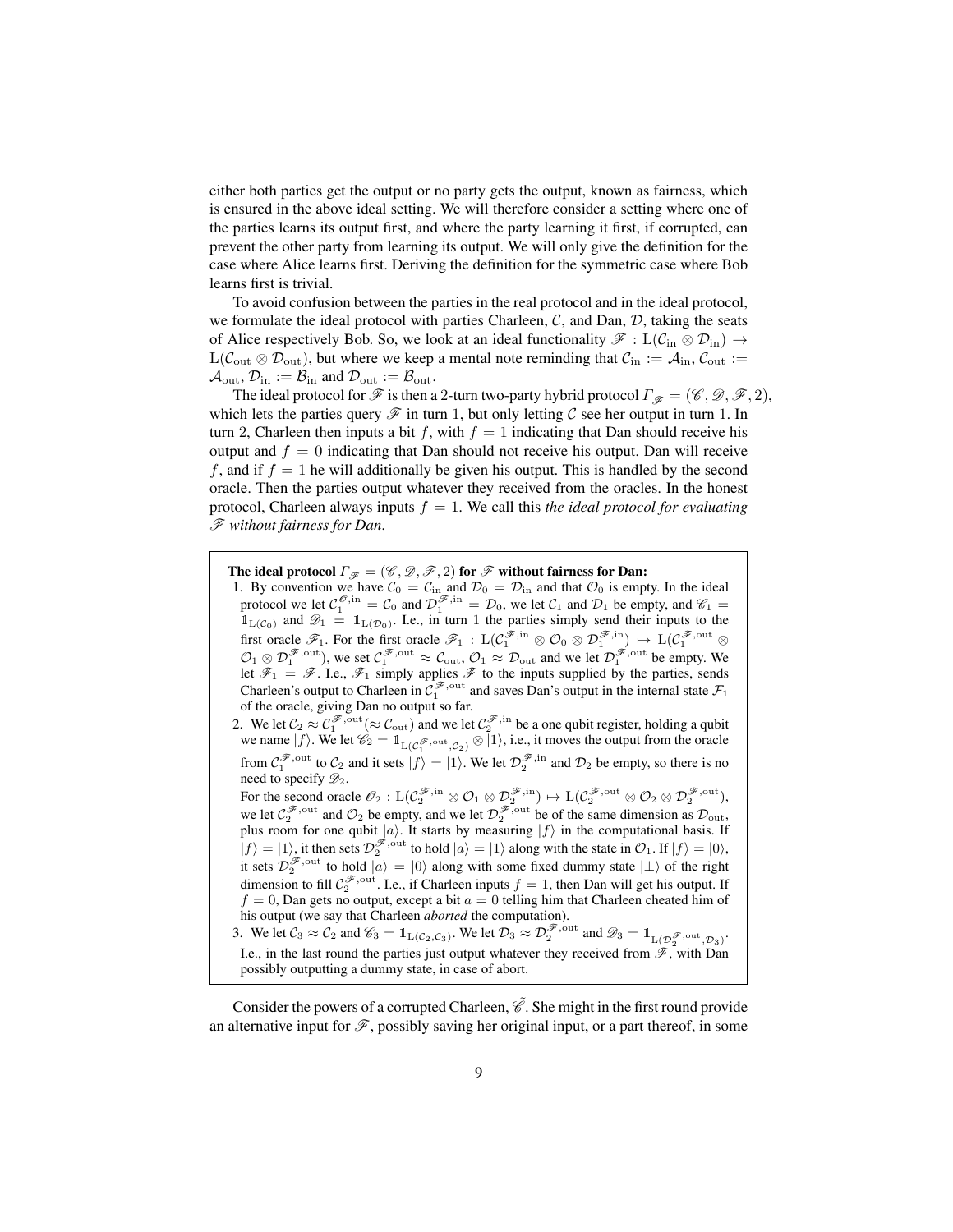either both parties get the output or no party gets the output, known as fairness, which is ensured in the above ideal setting. We will therefore consider a setting where one of the parties learns its output first, and where the party learning it first, if corrupted, can prevent the other party from learning its output. We will only give the definition for the case where Alice learns first. Deriving the definition for the symmetric case where Bob learns first is trivial.

To avoid confusion between the parties in the real protocol and in the ideal protocol, we formulate the ideal protocol with parties Charleen, $\mathcal{C}$, and Dan, $\mathcal{D}$, taking the seats of Alice respectively Bob. So, we look at an ideal functionality $\mathscr{F} : \mathrm{L}(\mathcal{C}_{\mathrm{in}} \otimes \mathcal{D}_{\mathrm{in}}) \to \mathrm{L}(\mathcal{C}_{\mathrm{out}} \otimes \mathcal{D}_{\mathrm{out}})$, but where we keep a mental note reminding that $\mathcal{C}_{\mathrm{in}} := \mathcal{A}_{\mathrm{in}}$, $\mathcal{C}_{\mathrm{out}} := \mathcal{A}_{\mathrm{out}}$, $\mathcal{D}_{\mathrm{in}} := \mathcal{B}_{\mathrm{in}}$ and $\mathcal{D}_{\mathrm{out}} := \mathcal{B}_{\mathrm{out}}$.

The ideal protocol for $\mathscr{F}$ is then a 2-turn two-party hybrid protocol $\Gamma_{\mathscr{F}} = (\mathscr{C}, \mathscr{D}, \mathscr{F}, 2)$, which lets the parties query $\mathscr{F}$ in turn 1, but only letting $\mathcal{C}$ see her output in turn 1. In turn 2, Charleen then inputs a bit $f$, with $f = 1$ indicating that Dan should receive his output and $f = 0$ indicating that Dan should not receive his output. Dan will receive $f$, and if $f = 1$ he will additionally be given his output. This is handled by the second oracle. Then the parties output whatever they received from the oracles. In the honest protocol, Charleen always inputs $f = 1$. We call this *the ideal protocol for evaluating $\mathscr{F}$ without fairness for Dan*.

**The ideal protocol $\Gamma_{\mathscr{F}} = (\mathscr{C}, \mathscr{D}, \mathscr{F}, 2)$ for $\mathscr{F}$ without fairness for Dan:**

1. By convention we have $\mathcal{C}_0 = \mathcal{C}_{\mathrm{in}}$ and $\mathcal{D}_0 = \mathcal{D}_{\mathrm{in}}$ and that $\mathcal{O}_0$ is empty. In the ideal protocol we let $\mathcal{C}_1^{\mathscr{O},\mathrm{in}} = \mathcal{C}_0$ and $\mathcal{D}_1^{\mathscr{F},\mathrm{in}} = \mathcal{D}_0$, we let $\mathcal{C}_1$ and $\mathcal{D}_1$ be empty, and $\mathscr{C}_1 = \mathbb{1}_{\mathrm{L}(\mathcal{C}_0)}$ and $\mathscr{D}_1 = \mathbb{1}_{\mathrm{L}(\mathcal{D}_0)}$. I.e., in turn 1 the parties simply send their inputs to the first oracle $\mathscr{F}_1$. For the first oracle $\mathscr{F}_1 : \mathrm{L}(\mathcal{C}_1^{\mathscr{F},\mathrm{in}} \otimes \mathcal{O}_0 \otimes \mathcal{D}_1^{\mathscr{F},\mathrm{in}}) \mapsto \mathrm{L}(\mathcal{C}_1^{\mathscr{F},\mathrm{out}} \otimes \mathcal{O}_1 \otimes \mathcal{D}_1^{\mathscr{F},\mathrm{out}})$, we set $\mathcal{C}_1^{\mathscr{F},\mathrm{out}} \approx \mathcal{C}_{\mathrm{out}}$, $\mathcal{O}_1 \approx \mathcal{D}_{\mathrm{out}}$ and we let $\mathcal{D}_1^{\mathscr{F},\mathrm{out}}$ be empty. We let $\mathscr{F}_1 = \mathscr{F}$. I.e., $\mathscr{F}_1$ simply applies $\mathscr{F}$ to the inputs supplied by the parties, sends Charleen's output to Charleen in $\mathcal{C}_1^{\mathscr{F},\mathrm{out}}$ and saves Dan's output in the internal state $\mathcal{F}_1$ of the oracle, giving Dan no output so far.
2. We let $\mathcal{C}_2 \approx \mathcal{C}_1^{\mathscr{F},\mathrm{out}} (\approx \mathcal{C}_{\mathrm{out}})$ and we let $\mathcal{C}_2^{\mathscr{F},\mathrm{in}}$ be a one qubit register, holding a qubit we name $|f\rangle$. We let $\mathscr{C}_2 = \mathbb{1}_{\mathrm{L}(\mathcal{C}_1^{\mathscr{F},\mathrm{out}}, \mathcal{C}_2)} \otimes |1\rangle$, i.e., it moves the output from the oracle from $\mathcal{C}_1^{\mathscr{F},\mathrm{out}}$ to $\mathcal{C}_2$ and it sets $|f\rangle = |1\rangle$. We let $\mathcal{D}_2^{\mathscr{F},\mathrm{in}}$ and $\mathcal{D}_2$ be empty, so there is no need to specify $\mathscr{D}_2$.
   For the second oracle $\mathscr{O}_2 : \mathrm{L}(\mathcal{C}_2^{\mathscr{F},\mathrm{in}} \otimes \mathcal{O}_1 \otimes \mathcal{D}_2^{\mathscr{F},\mathrm{in}}) \mapsto \mathrm{L}(\mathcal{C}_2^{\mathscr{F},\mathrm{out}} \otimes \mathcal{O}_2 \otimes \mathcal{D}_2^{\mathscr{F},\mathrm{out}})$, we let $\mathcal{C}_2^{\mathscr{F},\mathrm{out}}$ and $\mathcal{O}_2$ be empty, and we let $\mathcal{D}_2^{\mathscr{F},\mathrm{out}}$ be of the same dimension as $\mathcal{D}_{\mathrm{out}}$, plus room for one qubit $|a\rangle$. It starts by measuring $|f\rangle$ in the computational basis. If $|f\rangle = |1\rangle$, it then sets $\mathcal{D}_2^{\mathscr{F},\mathrm{out}}$ to hold $|a\rangle = |1\rangle$ along with the state in $\mathcal{O}_1$. If $|f\rangle = |0\rangle$, it sets $\mathcal{D}_2^{\mathscr{F},\mathrm{out}}$ to hold $|a\rangle = |0\rangle$ along with some fixed dummy state $|\perp\rangle$ of the right dimension to fill $\mathcal{C}_2^{\mathscr{F},\mathrm{out}}$. I.e., if Charleen inputs $f = 1$, then Dan will get his output. If $f = 0$, Dan gets no output, except a bit $a = 0$ telling him that Charleen cheated him of his output (we say that Charleen *aborted* the computation).
3. We let $\mathcal{C}_3 \approx \mathcal{C}_2$ and $\mathscr{C}_3 = \mathbb{1}_{\mathrm{L}(\mathcal{C}_2, \mathcal{C}_3)}$. We let $\mathcal{D}_3 \approx \mathcal{D}_2^{\mathscr{F},\mathrm{out}}$ and $\mathscr{D}_3 = \mathbb{1}_{\mathrm{L}(\mathcal{D}_2^{\mathscr{F},\mathrm{out}}, \mathcal{D}_3)}$. I.e., in the last round the parties just output whatever they received from $\mathscr{F}$, with Dan possibly outputting a dummy state, in case of abort.

Consider the powers of a corrupted Charleen, $\tilde{\mathscr{C}}$. She might in the first round provide an alternative input for $\mathscr{F}$, possibly saving her original input, or a part thereof, in some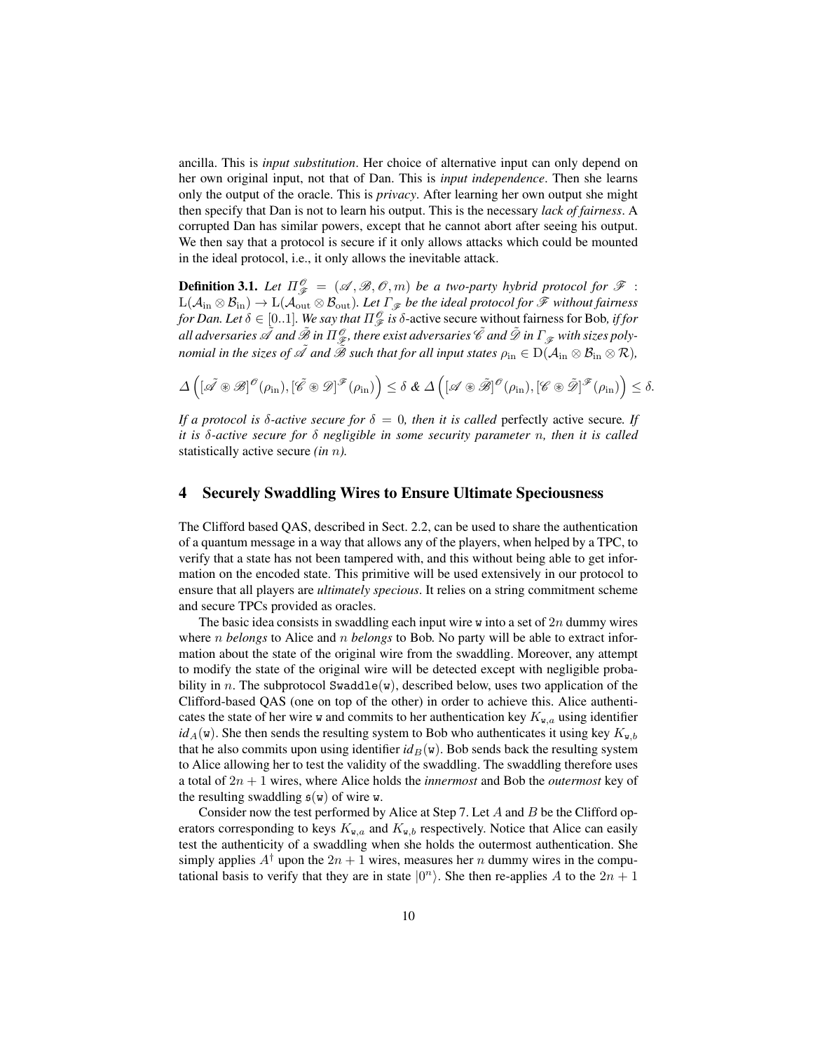ancilla. This is *input substitution*. Her choice of alternative input can only depend on her own original input, not that of Dan. This is *input independence*. Then she learns only the output of the oracle. This is *privacy*. After learning her own output she might then specify that Dan is not to learn his output. This is the necessary *lack of fairness*. A corrupted Dan has similar powers, except that he cannot abort after seeing his output. We then say that a protocol is secure if it only allows attacks which could be mounted in the ideal protocol, i.e., it only allows the inevitable attack.

**Definition 3.1.** *Let $\Pi_{\mathscr{F}}^{\mathscr{O}} = (\mathscr{A}, \mathscr{B}, \mathscr{O}, m)$ be a two-party hybrid protocol for $\mathscr{F} : \mathrm{L}(\mathcal{A}_{\mathrm{in}} \otimes \mathcal{B}_{\mathrm{in}}) \to \mathrm{L}(\mathcal{A}_{\mathrm{out}} \otimes \mathcal{B}_{\mathrm{out}})$. Let $\Gamma_{\mathscr{F}}$ be the ideal protocol for $\mathscr{F}$ without fairness for Dan. Let $\delta \in [0..1]$. We say that $\Pi_{\mathscr{F}}^{\mathscr{O}}$ is $\delta$-*active secure without fairness for Bob*, if for all adversaries $\tilde{\mathscr{A}}$ and $\tilde{\mathscr{B}}$ in $\Pi_{\mathscr{F}}^{\mathscr{O}}$, there exist adversaries $\tilde{\mathscr{C}}$ and $\tilde{\mathscr{D}}$ in $\Gamma_{\mathscr{F}}$ with sizes polynomial in the sizes of $\tilde{\mathscr{A}}$ and $\tilde{\mathscr{B}}$ such that for all input states $\rho_{\mathrm{in}} \in \mathrm{D}(\mathcal{A}_{\mathrm{in}} \otimes \mathcal{B}_{\mathrm{in}} \otimes \mathcal{R})$,*

$$\Delta\left([\tilde{\mathscr{A}} \circledast \mathscr{B}]^{\mathscr{O}}(\rho_{\mathrm{in}}), [\tilde{\mathscr{C}} \circledast \mathscr{D}]^{\mathscr{F}}(\rho_{\mathrm{in}})\right) \leq \delta \ \& \ \Delta\left([\mathscr{A} \circledast \tilde{\mathscr{B}}]^{\mathscr{O}}(\rho_{\mathrm{in}}), [\mathscr{C} \circledast \tilde{\mathscr{D}}]^{\mathscr{F}}(\rho_{\mathrm{in}})\right) \leq \delta.$$

*If a protocol is $\delta$-active secure for $\delta = 0$, then it is called* perfectly active secure*. If it is $\delta$-active secure for $\delta$ negligible in some security parameter $n$, then it is called* statistically active secure *(in $n$).*

## 4 Securely Swaddling Wires to Ensure Ultimate Speciousness

The Clifford based QAS, described in Sect. 2.2, can be used to share the authentication of a quantum message in a way that allows any of the players, when helped by a TPC, to verify that a state has not been tampered with, and this without being able to get information on the encoded state. This primitive will be used extensively in our protocol to ensure that all players are *ultimately specious*. It relies on a string commitment scheme and secure TPCs provided as oracles.

The basic idea consists in swaddling each input wire w into a set of $2n$ dummy wires where $n$ *belongs* to Alice and $n$ *belongs* to Bob. No party will be able to extract information about the state of the original wire from the swaddling. Moreover, any attempt to modify the state of the original wire will be detected except with negligible probability in $n$. The subprotocol `Swaddle(w)`, described below, uses two application of the Clifford-based QAS (one on top of the other) in order to achieve this. Alice authenticates the state of her wire w and commits to her authentication key $K_{\mathtt{w},a}$ using identifier $id_A(\mathtt{w})$. She then sends the resulting system to Bob who authenticates it using key $K_{\mathtt{w},b}$ that he also commits upon using identifier $id_B(\mathtt{w})$. Bob sends back the resulting system to Alice allowing her to test the validity of the swaddling. The swaddling therefore uses a total of $2n + 1$ wires, where Alice holds the *innermost* and Bob the *outermost* key of the resulting swaddling $\mathfrak{s}(\mathtt{w})$ of wire w.

Consider now the test performed by Alice at Step 7. Let $A$ and $B$ be the Clifford operators corresponding to keys $K_{\mathtt{w},a}$ and $K_{\mathtt{w},b}$ respectively. Notice that Alice can easily test the authenticity of a swaddling when she holds the outermost authentication. She simply applies $A^\dagger$ upon the $2n + 1$ wires, measures her $n$ dummy wires in the computational basis to verify that they are in state $|0^n\rangle$. She then re-applies $A$ to the $2n + 1$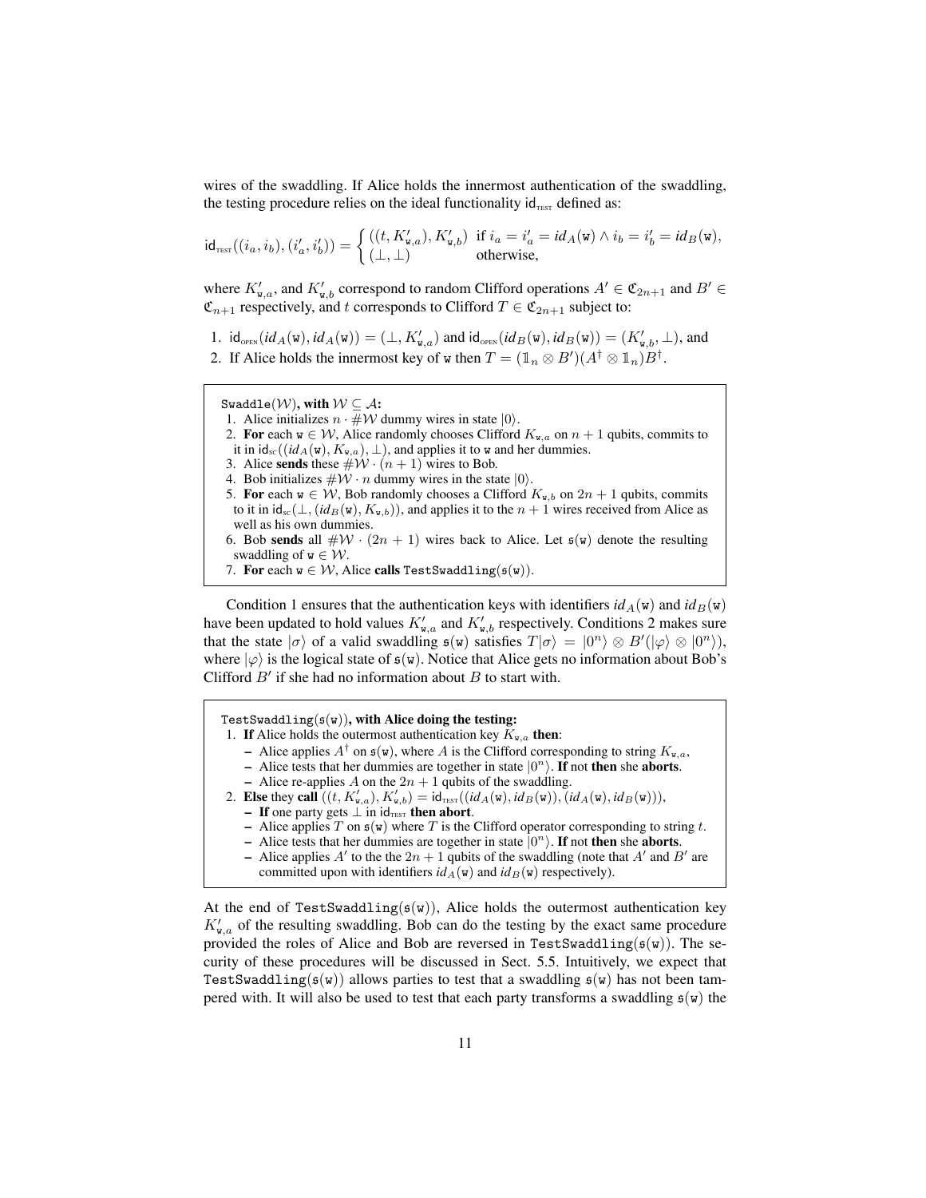wires of the swaddling. If Alice holds the innermost authentication of the swaddling, the testing procedure relies on the ideal functionality $\mathsf{id}_{\text{TEST}}$ defined as:

$$\mathsf{id}_{\text{TEST}}((i_a, i_b), (i'_a, i'_b)) = \begin{cases} ((t, K'_{\mathtt{w},a}), K'_{\mathtt{w},b}) & \text{if } i_a = i'_a = id_A(\mathtt{w}) \wedge i_b = i'_b = id_B(\mathtt{w}), \\ (\perp, \perp) & \text{otherwise,} \end{cases}$$

where $K'_{\mathtt{w},a}$, and $K'_{\mathtt{w},b}$ correspond to random Clifford operations $A' \in \mathfrak{C}_{2n+1}$ and $B' \in \mathfrak{C}_{n+1}$ respectively, and $t$ corresponds to Clifford $T \in \mathfrak{C}_{2n+1}$ subject to:

1. $\mathsf{id}_{\text{OPEN}}(id_A(\mathtt{w}), id_A(\mathtt{w})) = (\perp, K'_{\mathtt{w},a})$ and $\mathsf{id}_{\text{OPEN}}(id_B(\mathtt{w}), id_B(\mathtt{w})) = (K'_{\mathtt{w},b}, \perp)$, and
2. If Alice holds the innermost key of $\mathtt{w}$ then $T = (\mathbb{1}_n \otimes B')(A^\dagger \otimes \mathbb{1}_n)B^\dagger$.

---

$\mathtt{Swaddle}(\mathcal{W})$**, with** $\mathcal{W} \subseteq \mathcal{A}$**:**

1. Alice initializes $n \cdot \#\mathcal{W}$ dummy wires in state $|0\rangle$.
2. **For** each $\mathtt{w} \in \mathcal{W}$, Alice randomly chooses Clifford $K_{\mathtt{w},a}$ on $n+1$ qubits, commits to it in $\mathsf{id}_{\text{SC}}((id_A(\mathtt{w}), K_{\mathtt{w},a}), \perp)$, and applies it to $\mathtt{w}$ and her dummies.
3. Alice **sends** these $\#\mathcal{W} \cdot (n+1)$ wires to Bob.
4. Bob initializes $\#\mathcal{W} \cdot n$ dummy wires in the state $|0\rangle$.
5. **For** each $\mathtt{w} \in \mathcal{W}$, Bob randomly chooses a Clifford $K_{\mathtt{w},b}$ on $2n+1$ qubits, commits to it in $\mathsf{id}_{\text{SC}}(\perp, (id_B(\mathtt{w}), K_{\mathtt{w},b}))$, and applies it to the $n+1$ wires received from Alice as well as his own dummies.
6. Bob **sends** all $\#\mathcal{W} \cdot (2n+1)$ wires back to Alice. Let $\mathfrak{s}(\mathtt{w})$ denote the resulting swaddling of $\mathtt{w} \in \mathcal{W}$.
7. **For** each $\mathtt{w} \in \mathcal{W}$, Alice **calls** $\mathtt{TestSwaddling}(\mathfrak{s}(\mathtt{w}))$.

---

Condition 1 ensures that the authentication keys with identifiers $id_A(\mathtt{w})$ and $id_B(\mathtt{w})$ have been updated to hold values $K'_{\mathtt{w},a}$ and $K'_{\mathtt{w},b}$ respectively. Conditions 2 makes sure that the state $|\sigma\rangle$ of a valid swaddling $\mathfrak{s}(\mathtt{w})$ satisfies $T|\sigma\rangle = |0^n\rangle \otimes B'(|\varphi\rangle \otimes |0^n\rangle)$, where $|\varphi\rangle$ is the logical state of $\mathfrak{s}(\mathtt{w})$. Notice that Alice gets no information about Bob's Clifford $B'$ if she had no information about $B$ to start with.

---

$\mathtt{TestSwaddling}(\mathfrak{s}(\mathtt{w}))$**, with Alice doing the testing:**

1. **If** Alice holds the outermost authentication key $K_{\mathtt{w},a}$ **then**:
   - Alice applies $A^\dagger$ on $\mathfrak{s}(\mathtt{w})$, where $A$ is the Clifford corresponding to string $K_{\mathtt{w},a}$,
   - Alice tests that her dummies are together in state $|0^n\rangle$. **If** not **then** she **aborts**.
   - Alice re-applies $A$ on the $2n+1$ qubits of the swaddling.
2. **Else** they **call** $((t, K'_{\mathtt{w},a}), K'_{\mathtt{w},b}) = \mathsf{id}_{\text{TEST}}((id_A(\mathtt{w}), id_B(\mathtt{w})), (id_A(\mathtt{w}), id_B(\mathtt{w})))$,
   - **If** one party gets $\perp$ in $\mathsf{id}_{\text{TEST}}$ **then abort**.
   - Alice applies $T$ on $\mathfrak{s}(\mathtt{w})$ where $T$ is the Clifford operator corresponding to string $t$.
   - Alice tests that her dummies are together in state $|0^n\rangle$. **If** not **then** she **aborts**.
   - Alice applies $A'$ to the the $2n+1$ qubits of the swaddling (note that $A'$ and $B'$ are committed upon with identifiers $id_A(\mathtt{w})$ and $id_B(\mathtt{w})$ respectively).

---

At the end of $\mathtt{TestSwaddling}(\mathfrak{s}(\mathtt{w}))$, Alice holds the outermost authentication key $K'_{\mathtt{w},a}$ of the resulting swaddling. Bob can do the testing by the exact same procedure provided the roles of Alice and Bob are reversed in $\mathtt{TestSwaddling}(\mathfrak{s}(\mathtt{w}))$. The security of these procedures will be discussed in Sect. 5.5. Intuitively, we expect that $\mathtt{TestSwaddling}(\mathfrak{s}(\mathtt{w}))$ allows parties to test that a swaddling $\mathfrak{s}(\mathtt{w})$ has not been tampered with. It will also be used to test that each party transforms a swaddling $\mathfrak{s}(\mathtt{w})$ the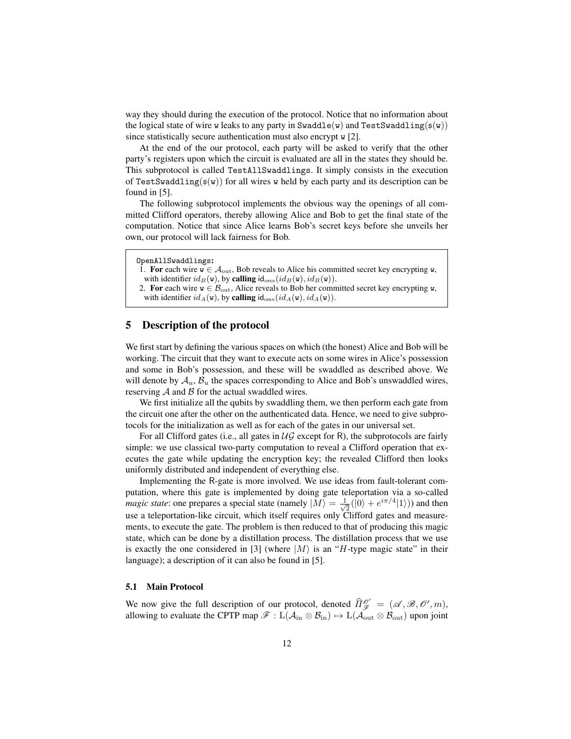way they should during the execution of the protocol. Notice that no information about the logical state of wire w leaks to any party in Swaddle(w) and TestSwaddling($\mathfrak{s}$(w)) since statistically secure authentication must also encrypt w [2].

At the end of the our protocol, each party will be asked to verify that the other party's registers upon which the circuit is evaluated are all in the states they should be. This subprotocol is called TestAllSwaddlings. It simply consists in the execution of TestSwaddling($\mathfrak{s}$(w)) for all wires w held by each party and its description can be found in [5].

The following subprotocol implements the obvious way the openings of all committed Clifford operators, thereby allowing Alice and Bob to get the final state of the computation. Notice that since Alice learns Bob's secret keys before she unveils her own, our protocol will lack fairness for Bob.

> OpenAllSwaddlings:
> 1. **For** each wire $\mathtt{w} \in \mathcal{A}_{\text{out}}$, Bob reveals to Alice his committed secret key encrypting w, with identifier $id_B(\mathtt{w})$, by **calling** $\mathsf{id}_{\text{OPEN}}(id_B(\mathtt{w}), id_B(\mathtt{w}))$.
> 2. **For** each wire $\mathtt{w} \in \mathcal{B}_{\text{out}}$, Alice reveals to Bob her committed secret key encrypting w, with identifier $id_A(\mathtt{w})$, by **calling** $\mathsf{id}_{\text{OPEN}}(id_A(\mathtt{w}), id_A(\mathtt{w}))$.

## 5 Description of the protocol

We first start by defining the various spaces on which (the honest) Alice and Bob will be working. The circuit that they want to execute acts on some wires in Alice's possession and some in Bob's possession, and these will be swaddled as described above. We will denote by $\mathcal{A}_u$, $\mathcal{B}_u$ the spaces corresponding to Alice and Bob's unswaddled wires, reserving $\mathcal{A}$ and $\mathcal{B}$ for the actual swaddled wires.

We first initialize all the qubits by swaddling them, we then perform each gate from the circuit one after the other on the authenticated data. Hence, we need to give subprotocols for the initialization as well as for each of the gates in our universal set.

For all Clifford gates (i.e., all gates in $\mathcal{UG}$ except for R), the subprotocols are fairly simple: we use classical two-party computation to reveal a Clifford operation that executes the gate while updating the encryption key; the revealed Clifford then looks uniformly distributed and independent of everything else.

Implementing the R-gate is more involved. We use ideas from fault-tolerant computation, where this gate is implemented by doing gate teleportation via a so-called *magic state*: one prepares a special state (namely $|M\rangle = \frac{1}{\sqrt{2}}(|0\rangle + e^{i\pi/4}|1\rangle)$) and then use a teleportation-like circuit, which itself requires only Clifford gates and measurements, to execute the gate. The problem is then reduced to that of producing this magic state, which can be done by a distillation process. The distillation process that we use is exactly the one considered in [3] (where $|M\rangle$ is an "$H$-type magic state" in their language); a description of it can also be found in [5].

### 5.1 Main Protocol

We now give the full description of our protocol, denoted $\widehat{\Pi}^{\mathscr{O}'}_{\mathscr{F}} = (\mathscr{A}, \mathscr{B}, \mathscr{O}', m)$, allowing to evaluate the CPTP map $\mathscr{F} : \mathrm{L}(\mathcal{A}_{\text{in}} \otimes \mathcal{B}_{\text{in}}) \mapsto \mathrm{L}(\mathcal{A}_{\text{out}} \otimes \mathcal{B}_{\text{out}})$ upon joint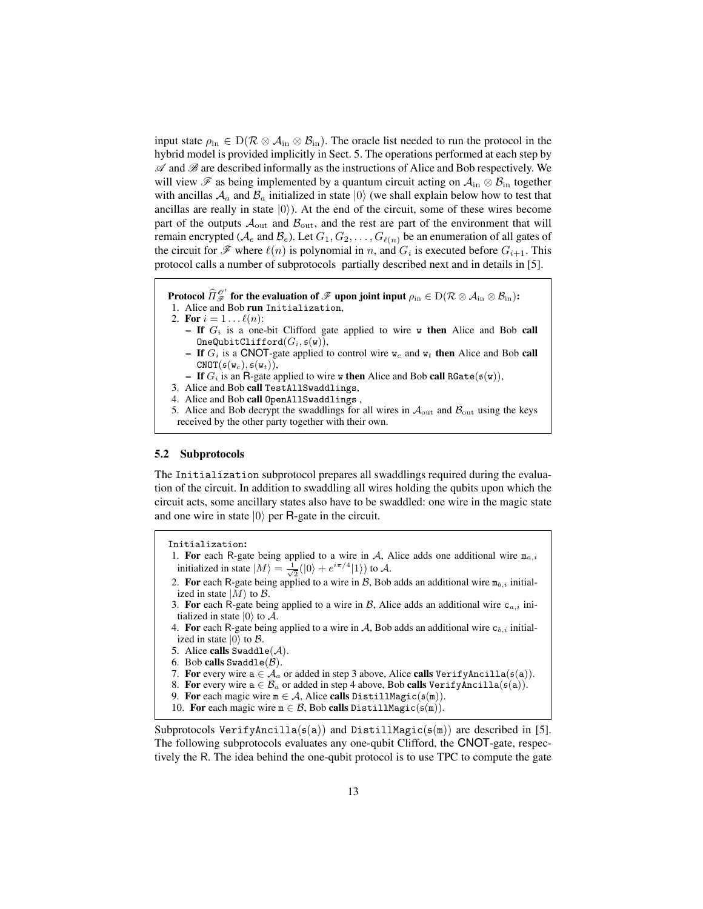input state $\rho_{\rm in} \in {\rm D}(\mathcal{R} \otimes \mathcal{A}_{\rm in} \otimes \mathcal{B}_{\rm in})$. The oracle list needed to run the protocol in the hybrid model is provided implicitly in Sect. 5. The operations performed at each step by $\mathscr{A}$ and $\mathscr{B}$ are described informally as the instructions of Alice and Bob respectively. We will view $\mathscr{F}$ as being implemented by a quantum circuit acting on $\mathcal{A}_{\rm in} \otimes \mathcal{B}_{\rm in}$ together with ancillas $\mathcal{A}_a$ and $\mathcal{B}_a$ initialized in state $|0\rangle$ (we shall explain below how to test that ancillas are really in state $|0\rangle$). At the end of the circuit, some of these wires become part of the outputs $\mathcal{A}_{\rm out}$ and $\mathcal{B}_{\rm out}$, and the rest are part of the environment that will remain encrypted ($\mathcal{A}_e$ and $\mathcal{B}_e$). Let $G_1, G_2, \ldots, G_{\ell(n)}$ be an enumeration of all gates of the circuit for $\mathscr{F}$ where $\ell(n)$ is polynomial in $n$, and $G_i$ is executed before $G_{i+1}$. This protocol calls a number of subprotocols partially described next and in details in [5].

**Protocol $\widehat{\Pi}^{\mathcal{O}'}_{\mathscr{F}}$ for the evaluation of $\mathscr{F}$ upon joint input $\rho_{\rm in} \in {\rm D}(\mathcal{R} \otimes \mathcal{A}_{\rm in} \otimes \mathcal{B}_{\rm in})$:**

1. Alice and Bob **run** `Initialization`,
2. **For** $i = 1 \ldots \ell(n)$:
   - **If** $G_i$ is a one-bit Clifford gate applied to wire `w` **then** Alice and Bob **call** `OneQubitClifford`$(G_i, \mathfrak{s}(\texttt{w}))$,
   - **If** $G_i$ is a CNOT-gate applied to control wire $\texttt{w}_c$ and $\texttt{w}_t$ **then** Alice and Bob **call** `CNOT`$(\mathfrak{s}(\texttt{w}_c), \mathfrak{s}(\texttt{w}_t))$,
   - **If** $G_i$ is an R-gate applied to wire `w` **then** Alice and Bob **call** `RGate`$(\mathfrak{s}(\texttt{w}))$,
3. Alice and Bob **call** `TestAllSwaddlings`,
4. Alice and Bob **call** `OpenAllSwaddlings` ,
5. Alice and Bob decrypt the swaddlings for all wires in $\mathcal{A}_{\rm out}$ and $\mathcal{B}_{\rm out}$ using the keys received by the other party together with their own.

### 5.2 Subprotocols

The `Initialization` subprotocol prepares all swaddlings required during the evaluation of the circuit. In addition to swaddling all wires holding the qubits upon which the circuit acts, some ancillary states also have to be swaddled: one wire in the magic state and one wire in state $|0\rangle$ per R-gate in the circuit.

`Initialization`:

1. **For** each R-gate being applied to a wire in $\mathcal{A}$, Alice adds one additional wire $\texttt{m}_{a,i}$ initialized in state $|M\rangle = \frac{1}{\sqrt{2}}(|0\rangle + e^{i\pi/4}|1\rangle)$ to $\mathcal{A}$.
2. **For** each R-gate being applied to a wire in $\mathcal{B}$, Bob adds an additional wire $\texttt{m}_{b,i}$ initialized in state $|M\rangle$ to $\mathcal{B}$.
3. **For** each R-gate being applied to a wire in $\mathcal{B}$, Alice adds an additional wire $\texttt{c}_{a,i}$ initialized in state $|0\rangle$ to $\mathcal{A}$.
4. **For** each R-gate being applied to a wire in $\mathcal{A}$, Bob adds an additional wire $\texttt{c}_{b,i}$ initialized in state $|0\rangle$ to $\mathcal{B}$.
5. Alice **calls** `Swaddle`$(\mathcal{A})$.
6. Bob **calls** `Swaddle`$(\mathcal{B})$.
7. **For** every wire $\texttt{a} \in \mathcal{A}_a$ or added in step 3 above, Alice **calls** `VerifyAncilla`$(\mathfrak{s}(\texttt{a}))$.
8. **For** every wire $\texttt{a} \in \mathcal{B}_a$ or added in step 4 above, Bob **calls** `VerifyAncilla`$(\mathfrak{s}(\texttt{a}))$.
9. **For** each magic wire $\texttt{m} \in \mathcal{A}$, Alice **calls** `DistillMagic`$(\mathfrak{s}(\texttt{m}))$.
10. **For** each magic wire $\texttt{m} \in \mathcal{B}$, Bob **calls** `DistillMagic`$(\mathfrak{s}(\texttt{m}))$.

Subprotocols `VerifyAncilla`$(\mathfrak{s}(\texttt{a}))$ and `DistillMagic`$(\mathfrak{s}(\texttt{m}))$ are described in [5]. The following subprotocols evaluates any one-qubit Clifford, the CNOT-gate, respectively the R. The idea behind the one-qubit protocol is to use TPC to compute the gate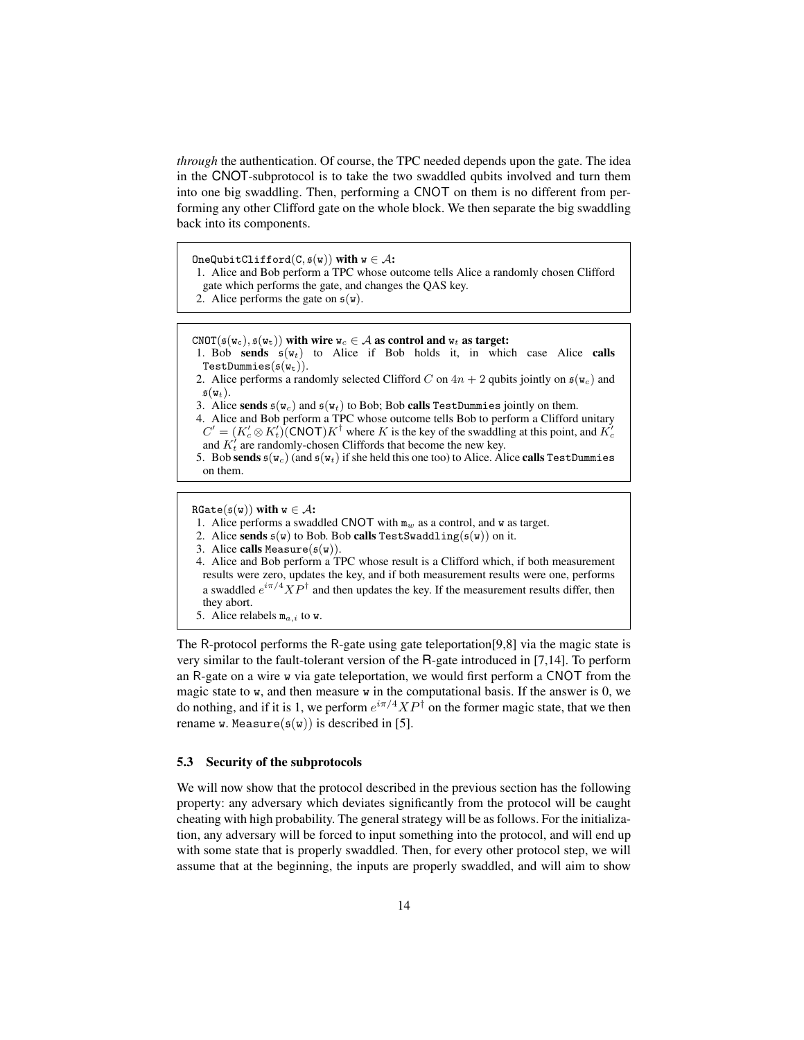*through* the authentication. Of course, the TPC needed depends upon the gate. The idea in the CNOT-subprotocol is to take the two swaddled qubits involved and turn them into one big swaddling. Then, performing a CNOT on them is no different from performing any other Clifford gate on the whole block. We then separate the big swaddling back into its components.

---

`OneQubitClifford`($\mathtt{C}, \mathfrak{s}(\mathtt{w})$) **with** $\mathtt{w} \in \mathcal{A}$**:**

1. Alice and Bob perform a TPC whose outcome tells Alice a randomly chosen Clifford gate which performs the gate, and changes the QAS key.
2. Alice performs the gate on $\mathfrak{s}(\mathtt{w})$.

---

`CNOT`($\mathfrak{s}(\mathtt{w_c}), \mathfrak{s}(\mathtt{w_t})$) **with wire** $\mathtt{w}_c \in \mathcal{A}$ **as control and** $\mathtt{w}_t$ **as target:**

1. Bob **sends** $\mathfrak{s}(\mathtt{w}_t)$ to Alice if Bob holds it, in which case Alice **calls** `TestDummies`($\mathfrak{s}(\mathtt{w_t})$).
2. Alice performs a randomly selected Clifford $C$ on $4n+2$ qubits jointly on $\mathfrak{s}(\mathtt{w}_c)$ and $\mathfrak{s}(\mathtt{w}_t)$.
3. Alice **sends** $\mathfrak{s}(\mathtt{w}_c)$ and $\mathfrak{s}(\mathtt{w}_t)$ to Bob; Bob **calls** `TestDummies` jointly on them.
4. Alice and Bob perform a TPC whose outcome tells Bob to perform a Clifford unitary $C' = (K'_c \otimes K'_t)(\mathsf{CNOT})K^\dagger$ where $K$ is the key of the swaddling at this point, and $K'_c$ and $K'_t$ are randomly-chosen Cliffords that become the new key.
5. Bob **sends** $\mathfrak{s}(\mathtt{w}_c)$ (and $\mathfrak{s}(\mathtt{w}_t)$ if she held this one too) to Alice. Alice **calls** `TestDummies` on them.

---

`RGate`($\mathfrak{s}(\mathtt{w})$) **with** $\mathtt{w} \in \mathcal{A}$**:**

1. Alice performs a swaddled CNOT with $\mathtt{m}_w$ as a control, and $\mathtt{w}$ as target.
2. Alice **sends** $\mathfrak{s}(\mathtt{w})$ to Bob. Bob **calls** `TestSwaddling`($\mathfrak{s}(\mathtt{w})$) on it.
3. Alice **calls** `Measure`($\mathfrak{s}(\mathtt{w})$).
4. Alice and Bob perform a TPC whose result is a Clifford which, if both measurement results were zero, updates the key, and if both measurement results were one, performs a swaddled $e^{i\pi/4}XP^\dagger$ and then updates the key. If the measurement results differ, then they abort.
5. Alice relabels $\mathtt{m}_{a,i}$ to $\mathtt{w}$.

---

The R-protocol performs the R-gate using gate teleportation[9,8] via the magic state is very similar to the fault-tolerant version of the R-gate introduced in [7,14]. To perform an R-gate on a wire $\mathtt{w}$ via gate teleportation, we would first perform a CNOT from the magic state to $\mathtt{w}$, and then measure $\mathtt{w}$ in the computational basis. If the answer is 0, we do nothing, and if it is 1, we perform $e^{i\pi/4}XP^\dagger$ on the former magic state, that we then rename $\mathtt{w}$. `Measure`($\mathfrak{s}(\mathtt{w})$) is described in [5].

### 5.3 Security of the subprotocols

We will now show that the protocol described in the previous section has the following property: any adversary which deviates significantly from the protocol will be caught cheating with high probability. The general strategy will be as follows. For the initialization, any adversary will be forced to input something into the protocol, and will end up with some state that is properly swaddled. Then, for every other protocol step, we will assume that at the beginning, the inputs are properly swaddled, and will aim to show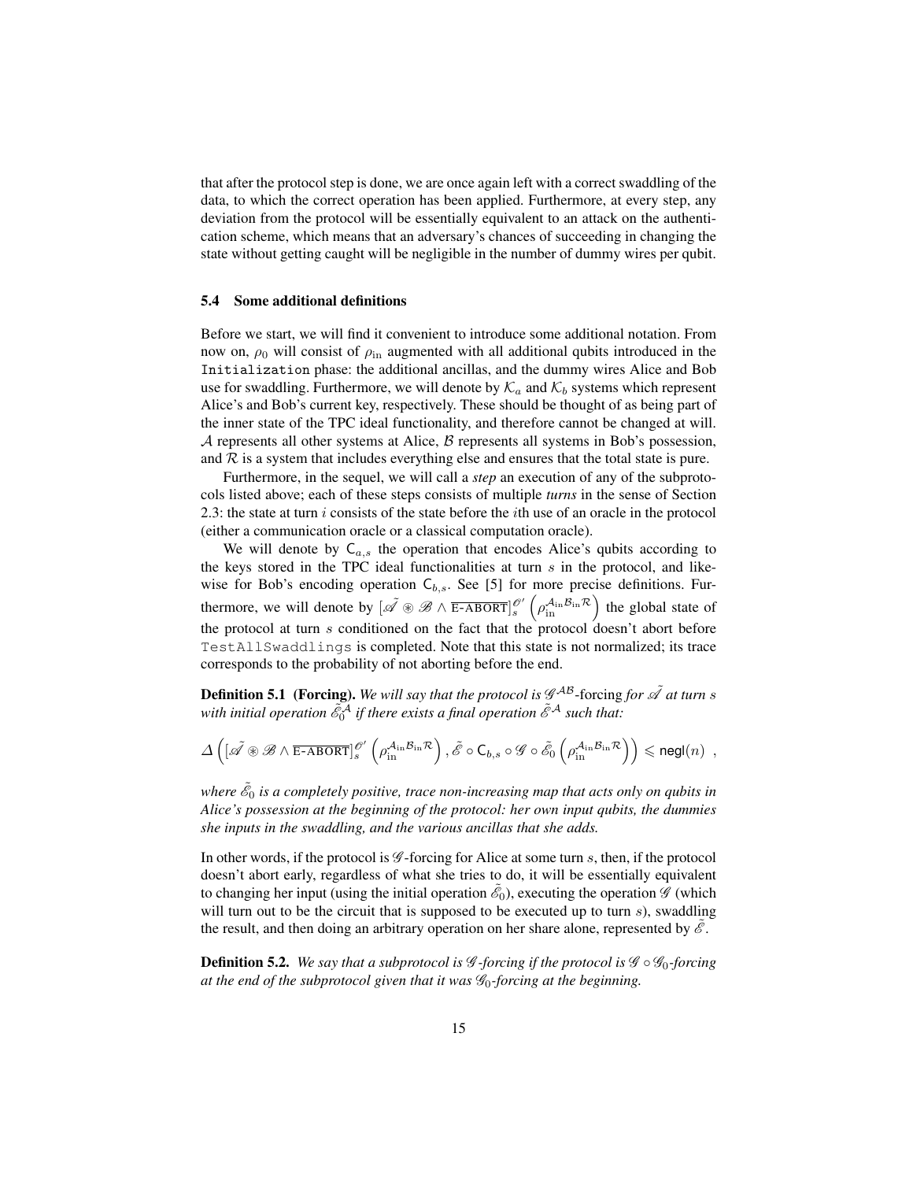that after the protocol step is done, we are once again left with a correct swaddling of the data, to which the correct operation has been applied. Furthermore, at every step, any deviation from the protocol will be essentially equivalent to an attack on the authentication scheme, which means that an adversary's chances of succeeding in changing the state without getting caught will be negligible in the number of dummy wires per qubit.

### 5.4 Some additional definitions

Before we start, we will find it convenient to introduce some additional notation. From now on, $\rho_0$ will consist of $\rho_{\text{in}}$ augmented with all additional qubits introduced in the `Initialization` phase: the additional ancillas, and the dummy wires Alice and Bob use for swaddling. Furthermore, we will denote by $\mathcal{K}_a$ and $\mathcal{K}_b$ systems which represent Alice's and Bob's current key, respectively. These should be thought of as being part of the inner state of the TPC ideal functionality, and therefore cannot be changed at will. $\mathcal{A}$ represents all other systems at Alice, $\mathcal{B}$ represents all systems in Bob's possession, and $\mathcal{R}$ is a system that includes everything else and ensures that the total state is pure.

Furthermore, in the sequel, we will call a *step* an execution of any of the subprotocols listed above; each of these steps consists of multiple *turns* in the sense of Section 2.3: the state at turn $i$ consists of the state before the $i$th use of an oracle in the protocol (either a communication oracle or a classical computation oracle).

We will denote by $\mathsf{C}_{a,s}$ the operation that encodes Alice's qubits according to the keys stored in the TPC ideal functionalities at turn $s$ in the protocol, and likewise for Bob's encoding operation $\mathsf{C}_{b,s}$. See [5] for more precise definitions. Furthermore, we will denote by $[\tilde{\mathscr{A}} \circledast \mathscr{B} \wedge \overline{\text{E-ABORT}}]_s^{\mathscr{O}'}\left(\rho_{\text{in}}^{\mathcal{A}_{\text{in}}\mathcal{B}_{\text{in}}\mathcal{R}}\right)$ the global state of the protocol at turn $s$ conditioned on the fact that the protocol doesn't abort before `TestAllSwaddlings` is completed. Note that this state is not normalized; its trace corresponds to the probability of not aborting before the end.

**Definition 5.1 (Forcing).** *We will say that the protocol is* $\mathscr{G}^{\mathcal{AB}}$-forcing *for* $\tilde{\mathscr{A}}$ *at turn* $s$ *with initial operation* $\tilde{\mathscr{E}}_0^{\mathcal{A}}$ *if there exists a final operation* $\tilde{\mathscr{E}}^{\mathcal{A}}$ *such that:*

$$\Delta\left([\tilde{\mathscr{A}} \circledast \mathscr{B} \wedge \overline{\text{E-ABORT}}]_s^{\mathscr{O}'}\left(\rho_{\text{in}}^{\mathcal{A}_{\text{in}}\mathcal{B}_{\text{in}}\mathcal{R}}\right), \tilde{\mathscr{E}} \circ \mathsf{C}_{b,s} \circ \mathscr{G} \circ \tilde{\mathscr{E}}_0\left(\rho_{\text{in}}^{\mathcal{A}_{\text{in}}\mathcal{B}_{\text{in}}\mathcal{R}}\right)\right) \leqslant \mathsf{negl}(n) \ ,$$

*where* $\tilde{\mathscr{E}}_0$ *is a completely positive, trace non-increasing map that acts only on qubits in Alice's possession at the beginning of the protocol: her own input qubits, the dummies she inputs in the swaddling, and the various ancillas that she adds.*

In other words, if the protocol is $\mathscr{G}$-forcing for Alice at some turn $s$, then, if the protocol doesn't abort early, regardless of what she tries to do, it will be essentially equivalent to changing her input (using the initial operation $\tilde{\mathscr{E}}_0$), executing the operation $\mathscr{G}$ (which will turn out to be the circuit that is supposed to be executed up to turn $s$), swaddling the result, and then doing an arbitrary operation on her share alone, represented by $\tilde{\mathscr{E}}$.

**Definition 5.2.** *We say that a subprotocol is* $\mathscr{G}$*-forcing if the protocol is* $\mathscr{G} \circ \mathscr{G}_0$*-forcing at the end of the subprotocol given that it was* $\mathscr{G}_0$*-forcing at the beginning.*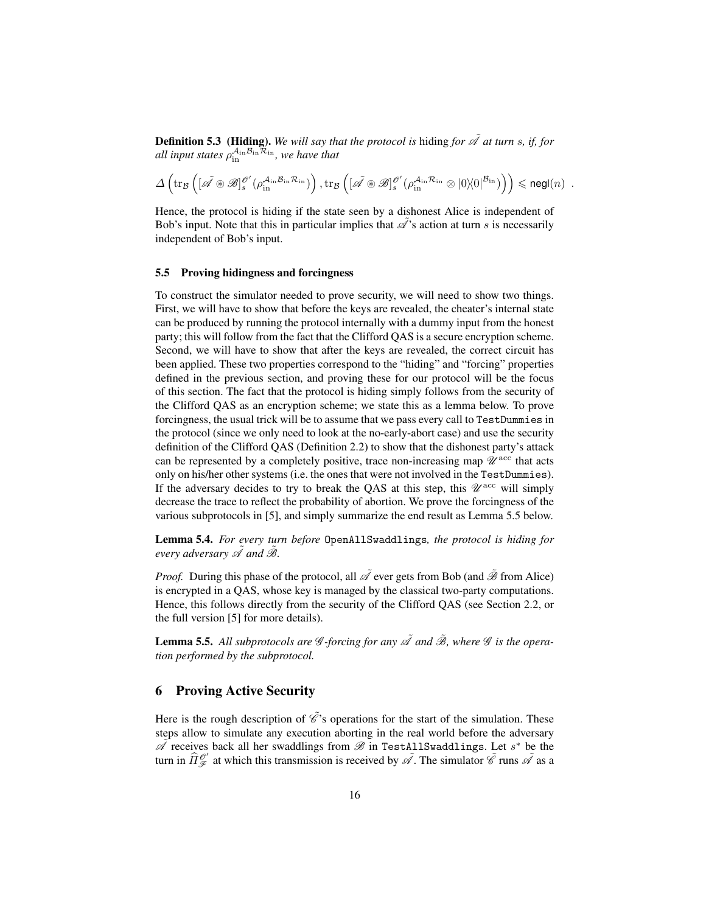**Definition 5.3 (Hiding).** *We will say that the protocol is* hiding *for $\tilde{\mathscr{A}}$ at turn $s$, if, for all input states $\rho_{\text{in}}^{\mathcal{A}_{\text{in}}\mathcal{B}_{\text{in}}\mathcal{R}_{\text{in}}}$, we have that*

$$\Delta\left(\text{tr}_{\mathcal{B}}\left([\tilde{\mathscr{A}} \circledast \mathscr{B}]_s^{\mathscr{O}'}(\rho_{\text{in}}^{\mathcal{A}_{\text{in}}\mathcal{B}_{\text{in}}\mathcal{R}_{\text{in}}})\right), \text{tr}_{\mathcal{B}}\left([\tilde{\mathscr{A}} \circledast \mathscr{B}]_s^{\mathscr{O}'}(\rho_{\text{in}}^{\mathcal{A}_{\text{in}}\mathcal{R}_{\text{in}}} \otimes |0\rangle\langle 0|^{\mathcal{B}_{\text{in}}})\right)\right) \leqslant \mathsf{negl}(n) \ .$$

Hence, the protocol is hiding if the state seen by a dishonest Alice is independent of Bob's input. Note that this in particular implies that $\tilde{\mathscr{A}}$'s action at turn $s$ is necessarily independent of Bob's input.

### 5.5 Proving hidingness and forcingness

To construct the simulator needed to prove security, we will need to show two things. First, we will have to show that before the keys are revealed, the cheater's internal state can be produced by running the protocol internally with a dummy input from the honest party; this will follow from the fact that the Clifford QAS is a secure encryption scheme. Second, we will have to show that after the keys are revealed, the correct circuit has been applied. These two properties correspond to the "hiding" and "forcing" properties defined in the previous section, and proving these for our protocol will be the focus of this section. The fact that the protocol is hiding simply follows from the security of the Clifford QAS as an encryption scheme; we state this as a lemma below. To prove forcingness, the usual trick will be to assume that we pass every call to `TestDummies` in the protocol (since we only need to look at the no-early-abort case) and use the security definition of the Clifford QAS (Definition 2.2) to show that the dishonest party's attack can be represented by a completely positive, trace non-increasing map $\mathscr{U}^{\text{acc}}$ that acts only on his/her other systems (i.e. the ones that were not involved in the `TestDummies`). If the adversary decides to try to break the QAS at this step, this $\mathscr{U}^{\text{acc}}$ will simply decrease the trace to reflect the probability of abortion. We prove the forcingness of the various subprotocols in [5], and simply summarize the end result as Lemma 5.5 below.

**Lemma 5.4.** *For every turn before* `OpenAllSwaddlings`*, the protocol is hiding for every adversary $\tilde{\mathscr{A}}$ and $\tilde{\mathscr{B}}$.*

*Proof.* During this phase of the protocol, all $\tilde{\mathscr{A}}$ ever gets from Bob (and $\tilde{\mathscr{B}}$ from Alice) is encrypted in a QAS, whose key is managed by the classical two-party computations. Hence, this follows directly from the security of the Clifford QAS (see Section 2.2, or the full version [5] for more details).

**Lemma 5.5.** *All subprotocols are $\mathscr{G}$-forcing for any $\tilde{\mathscr{A}}$ and $\tilde{\mathscr{B}}$, where $\mathscr{G}$ is the operation performed by the subprotocol.*

## 6 Proving Active Security

Here is the rough description of $\tilde{\mathscr{C}}$'s operations for the start of the simulation. These steps allow to simulate any execution aborting in the real world before the adversary $\tilde{\mathscr{A}}$ receives back all her swaddlings from $\mathscr{B}$ in `TestAllSwaddlings`. Let $s^*$ be the turn in $\widehat{\Pi}_{\mathscr{F}}^{\mathscr{O}'}$ at which this transmission is received by $\tilde{\mathscr{A}}$. The simulator $\tilde{\mathscr{C}}$ runs $\tilde{\mathscr{A}}$ as a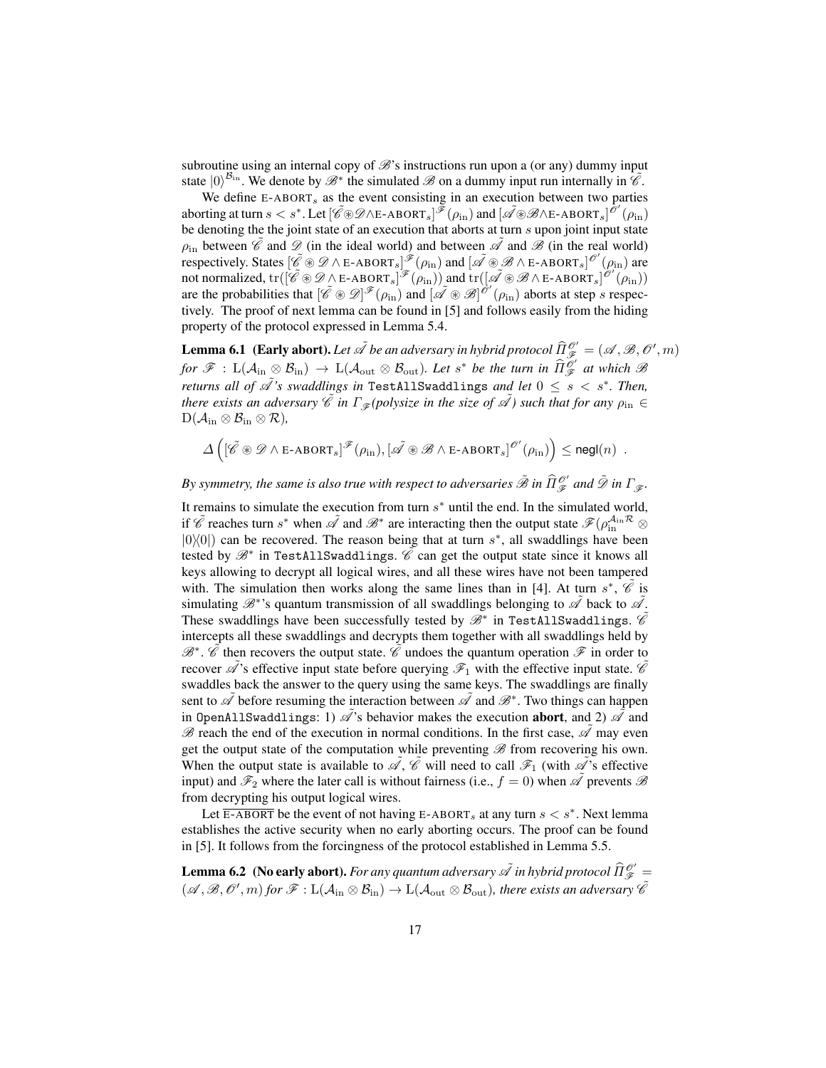subroutine using an internal copy of $\mathscr{B}$'s instructions run upon a (or any) dummy input state $|0\rangle^{\mathcal{B}_{\text{in}}}$. We denote by $\mathscr{B}^*$ the simulated $\mathscr{B}$ on a dummy input run internally in $\tilde{\mathscr{C}}$.

We define E-ABORT$_s$ as the event consisting in an execution between two parties aborting at turn $s < s^*$. Let $[\tilde{\mathscr{C}} \circledast \mathscr{D} \wedge \text{E-ABORT}_s]^{\mathscr{F}}(\rho_{\text{in}})$ and $[\tilde{\mathscr{A}} \circledast \mathscr{B} \wedge \text{E-ABORT}_s]^{\mathscr{O}'}(\rho_{\text{in}})$ be denoting the the joint state of an execution that aborts at turn $s$ upon joint input state $\rho_{\text{in}}$ between $\tilde{\mathscr{C}}$ and $\mathscr{D}$ (in the ideal world) and between $\tilde{\mathscr{A}}$ and $\mathscr{B}$ (in the real world) respectively. States $[\tilde{\mathscr{C}} \circledast \mathscr{D} \wedge \text{E-ABORT}_s]^{\mathscr{F}}(\rho_{\text{in}})$ and $[\tilde{\mathscr{A}} \circledast \mathscr{B} \wedge \text{E-ABORT}_s]^{\mathscr{O}'}(\rho_{\text{in}})$ are not normalized, $\text{tr}([\tilde{\mathscr{C}} \circledast \mathscr{D} \wedge \text{E-ABORT}_s]^{\mathscr{F}}(\rho_{\text{in}}))$ and $\text{tr}([\tilde{\mathscr{A}} \circledast \mathscr{B} \wedge \text{E-ABORT}_s]^{\mathscr{O}'}(\rho_{\text{in}}))$ are the probabilities that $[\tilde{\mathscr{C}} \circledast \mathscr{D}]^{\mathscr{F}}(\rho_{\text{in}})$ and $[\tilde{\mathscr{A}} \circledast \mathscr{B}]^{\mathscr{O}'}(\rho_{\text{in}})$ aborts at step $s$ respectively. The proof of next lemma can be found in [5] and follows easily from the hiding property of the protocol expressed in Lemma 5.4.

**Lemma 6.1 (Early abort).** *Let $\tilde{\mathscr{A}}$ be an adversary in hybrid protocol $\widehat{\Pi}_{\mathscr{F}}^{\mathscr{O}'} = (\mathscr{A}, \mathscr{B}, \mathscr{O}', m)$ for $\mathscr{F} : \text{L}(\mathcal{A}_{\text{in}} \otimes \mathcal{B}_{\text{in}}) \to \text{L}(\mathcal{A}_{\text{out}} \otimes \mathcal{B}_{\text{out}})$. Let $s^*$ be the turn in $\widehat{\Pi}_{\mathscr{F}}^{\mathscr{O}'}$ at which $\mathscr{B}$ returns all of $\tilde{\mathscr{A}}$'s swaddlings in* `TestAllSwaddlings` *and let $0 \leq s < s^*$. Then, there exists an adversary $\tilde{\mathscr{C}}$ in $\Gamma_{\mathscr{F}}$(polysize in the size of $\tilde{\mathscr{A}}$) such that for any $\rho_{\text{in}} \in \text{D}(\mathcal{A}_{\text{in}} \otimes \mathcal{B}_{\text{in}} \otimes \mathcal{R})$,*

$$\Delta\left([\tilde{\mathscr{C}} \circledast \mathscr{D} \wedge \text{E-ABORT}_s]^{\mathscr{F}}(\rho_{\text{in}}), [\tilde{\mathscr{A}} \circledast \mathscr{B} \wedge \text{E-ABORT}_s]^{\mathscr{O}'}(\rho_{\text{in}})\right) \leq \mathsf{negl}(n) \ .$$

*By symmetry, the same is also true with respect to adversaries $\tilde{\mathscr{B}}$ in $\widehat{\Pi}_{\mathscr{F}}^{\mathscr{O}'}$ and $\tilde{\mathscr{D}}$ in $\Gamma_{\mathscr{F}}$.*

It remains to simulate the execution from turn $s^*$ until the end. In the simulated world, if $\tilde{\mathscr{C}}$ reaches turn $s^*$ when $\tilde{\mathscr{A}}$ and $\mathscr{B}^*$ are interacting then the output state $\mathscr{F}(\rho_{\text{in}}^{\mathcal{A}_{\text{in}}\mathcal{R}} \otimes |0\rangle\langle 0|)$ can be recovered. The reason being that at turn $s^*$, all swaddlings have been tested by $\mathscr{B}^*$ in `TestAllSwaddlings`. $\tilde{\mathscr{C}}$ can get the output state since it knows all keys allowing to decrypt all logical wires, and all these wires have not been tampered with. The simulation then works along the same lines than in [4]. At turn $s^*$, $\tilde{\mathscr{C}}$ is simulating $\mathscr{B}^*$'s quantum transmission of all swaddlings belonging to $\tilde{\mathscr{A}}$ back to $\tilde{\mathscr{A}}$. These swaddlings have been successfully tested by $\mathscr{B}^*$ in `TestAllSwaddlings`. $\tilde{\mathscr{C}}$ intercepts all these swaddlings and decrypts them together with all swaddlings held by $\mathscr{B}^*$. $\tilde{\mathscr{C}}$ then recovers the output state. $\tilde{\mathscr{C}}$ undoes the quantum operation $\mathscr{F}$ in order to recover $\tilde{\mathscr{A}}$'s effective input state before querying $\mathscr{F}_1$ with the effective input state. $\tilde{\mathscr{C}}$ swaddles back the answer to the query using the same keys. The swaddlings are finally sent to $\tilde{\mathscr{A}}$ before resuming the interaction between $\tilde{\mathscr{A}}$ and $\mathscr{B}^*$. Two things can happen in `OpenAllSwaddlings`: 1) $\tilde{\mathscr{A}}$'s behavior makes the execution **abort**, and 2) $\tilde{\mathscr{A}}$ and $\mathscr{B}$ reach the end of the execution in normal conditions. In the first case, $\tilde{\mathscr{A}}$ may even get the output state of the computation while preventing $\mathscr{B}$ from recovering his own. When the output state is available to $\tilde{\mathscr{A}}$, $\tilde{\mathscr{C}}$ will need to call $\mathscr{F}_1$ (with $\tilde{\mathscr{A}}$'s effective input) and $\mathscr{F}_2$ where the later call is without fairness (i.e., $f = 0$) when $\tilde{\mathscr{A}}$ prevents $\mathscr{B}$ from decrypting his output logical wires.

Let $\overline{\text{E-ABORT}}$ be the event of not having E-ABORT$_s$ at any turn $s < s^*$. Next lemma establishes the active security when no early aborting occurs. The proof can be found in [5]. It follows from the forcingness of the protocol established in Lemma 5.5.

**Lemma 6.2 (No early abort).** *For any quantum adversary $\tilde{\mathscr{A}}$ in hybrid protocol $\widehat{\Pi}_{\mathscr{F}}^{\mathscr{O}'} = (\mathscr{A}, \mathscr{B}, \mathscr{O}', m)$ for $\mathscr{F} : \text{L}(\mathcal{A}_{\text{in}} \otimes \mathcal{B}_{\text{in}}) \to \text{L}(\mathcal{A}_{\text{out}} \otimes \mathcal{B}_{\text{out}})$, there exists an adversary $\tilde{\mathscr{C}}$*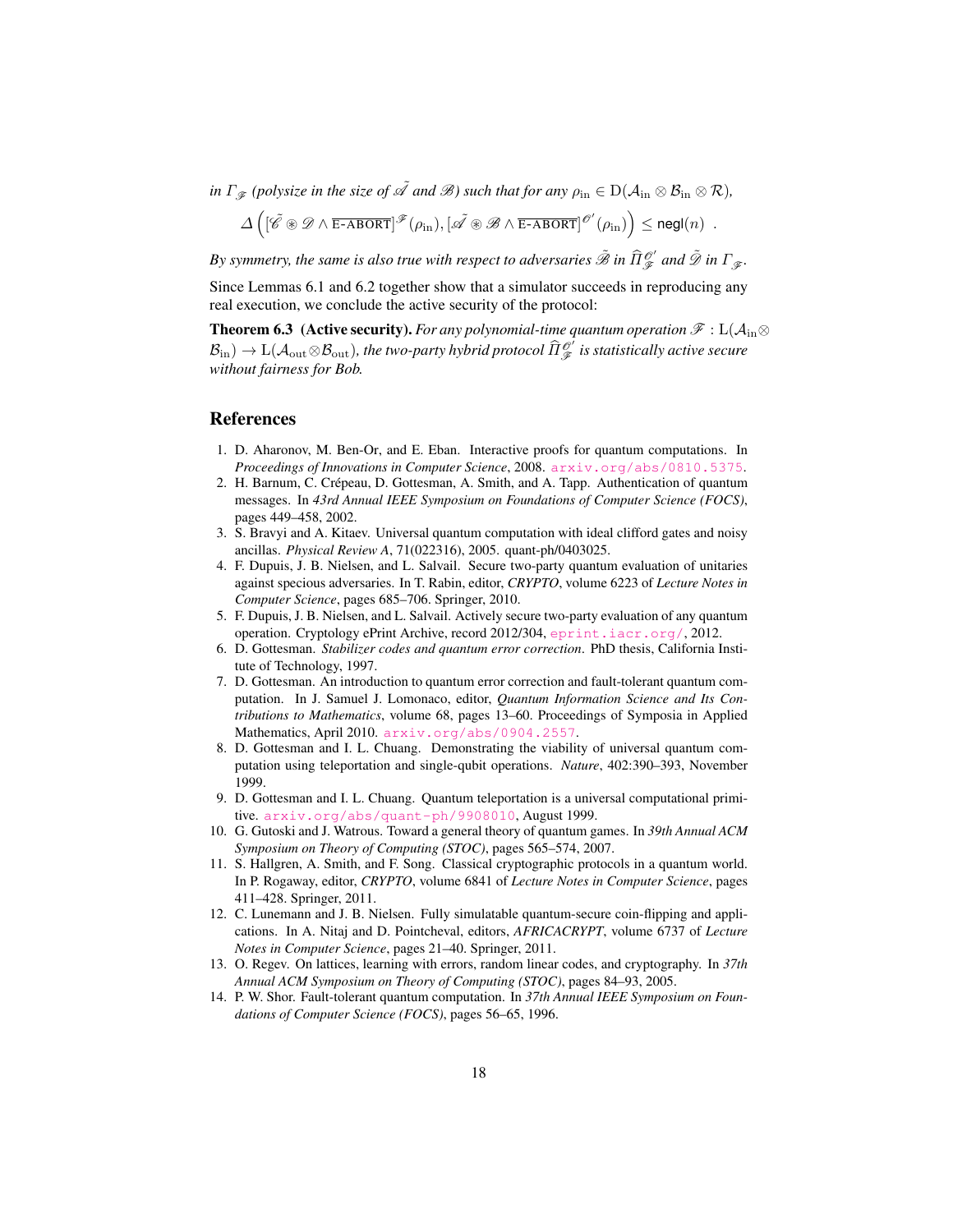*in $\Gamma_{\mathscr{F}}$ (polysize in the size of $\tilde{\mathscr{A}}$ and $\mathscr{B}$) such that for any $\rho_{\text{in}} \in \mathrm{D}(\mathcal{A}_{\text{in}} \otimes \mathcal{B}_{\text{in}} \otimes \mathcal{R})$,*

$$\Delta\left([\tilde{\mathscr{C}} \circledast \mathscr{D} \wedge \overline{\text{E-ABORT}}]^{\mathscr{F}}(\rho_{\text{in}}), [\tilde{\mathscr{A}} \circledast \mathscr{B} \wedge \overline{\text{E-ABORT}}]^{\mathscr{O}'}(\rho_{\text{in}})\right) \leq \mathsf{negl}(n) \enspace .$$

*By symmetry, the same is also true with respect to adversaries $\tilde{\mathscr{B}}$ in $\widehat{\Pi}_{\mathscr{F}}^{\mathscr{O}'}$ and $\tilde{\mathscr{D}}$ in $\Gamma_{\mathscr{F}}$.*

Since Lemmas 6.1 and 6.2 together show that a simulator succeeds in reproducing any real execution, we conclude the active security of the protocol:

**Theorem 6.3 (Active security).** *For any polynomial-time quantum operation $\mathscr{F} : \mathrm{L}(\mathcal{A}_{\text{in}} \otimes \mathcal{B}_{\text{in}}) \to \mathrm{L}(\mathcal{A}_{\text{out}} \otimes \mathcal{B}_{\text{out}})$, the two-party hybrid protocol $\widehat{\Pi}_{\mathscr{F}}^{\mathscr{O}'}$ is statistically active secure without fairness for Bob.*

## References

1. D. Aharonov, M. Ben-Or, and E. Eban. Interactive proofs for quantum computations. In *Proceedings of Innovations in Computer Science*, 2008. arxiv.org/abs/0810.5375.
2. H. Barnum, C. Crépeau, D. Gottesman, A. Smith, and A. Tapp. Authentication of quantum messages. In *43rd Annual IEEE Symposium on Foundations of Computer Science (FOCS)*, pages 449–458, 2002.
3. S. Bravyi and A. Kitaev. Universal quantum computation with ideal clifford gates and noisy ancillas. *Physical Review A*, 71(022316), 2005. quant-ph/0403025.
4. F. Dupuis, J. B. Nielsen, and L. Salvail. Secure two-party quantum evaluation of unitaries against specious adversaries. In T. Rabin, editor, *CRYPTO*, volume 6223 of *Lecture Notes in Computer Science*, pages 685–706. Springer, 2010.
5. F. Dupuis, J. B. Nielsen, and L. Salvail. Actively secure two-party evaluation of any quantum operation. Cryptology ePrint Archive, record 2012/304, eprint.iacr.org/, 2012.
6. D. Gottesman. *Stabilizer codes and quantum error correction*. PhD thesis, California Institute of Technology, 1997.
7. D. Gottesman. An introduction to quantum error correction and fault-tolerant quantum computation. In J. Samuel J. Lomonaco, editor, *Quantum Information Science and Its Contributions to Mathematics*, volume 68, pages 13–60. Proceedings of Symposia in Applied Mathematics, April 2010. arxiv.org/abs/0904.2557.
8. D. Gottesman and I. L. Chuang. Demonstrating the viability of universal quantum computation using teleportation and single-qubit operations. *Nature*, 402:390–393, November 1999.
9. D. Gottesman and I. L. Chuang. Quantum teleportation is a universal computational primitive. arxiv.org/abs/quant-ph/9908010, August 1999.
10. G. Gutoski and J. Watrous. Toward a general theory of quantum games. In *39th Annual ACM Symposium on Theory of Computing (STOC)*, pages 565–574, 2007.
11. S. Hallgren, A. Smith, and F. Song. Classical cryptographic protocols in a quantum world. In P. Rogaway, editor, *CRYPTO*, volume 6841 of *Lecture Notes in Computer Science*, pages 411–428. Springer, 2011.
12. C. Lunemann and J. B. Nielsen. Fully simulatable quantum-secure coin-flipping and applications. In A. Nitaj and D. Pointcheval, editors, *AFRICACRYPT*, volume 6737 of *Lecture Notes in Computer Science*, pages 21–40. Springer, 2011.
13. O. Regev. On lattices, learning with errors, random linear codes, and cryptography. In *37th Annual ACM Symposium on Theory of Computing (STOC)*, pages 84–93, 2005.
14. P. W. Shor. Fault-tolerant quantum computation. In *37th Annual IEEE Symposium on Foundations of Computer Science (FOCS)*, pages 56–65, 1996.